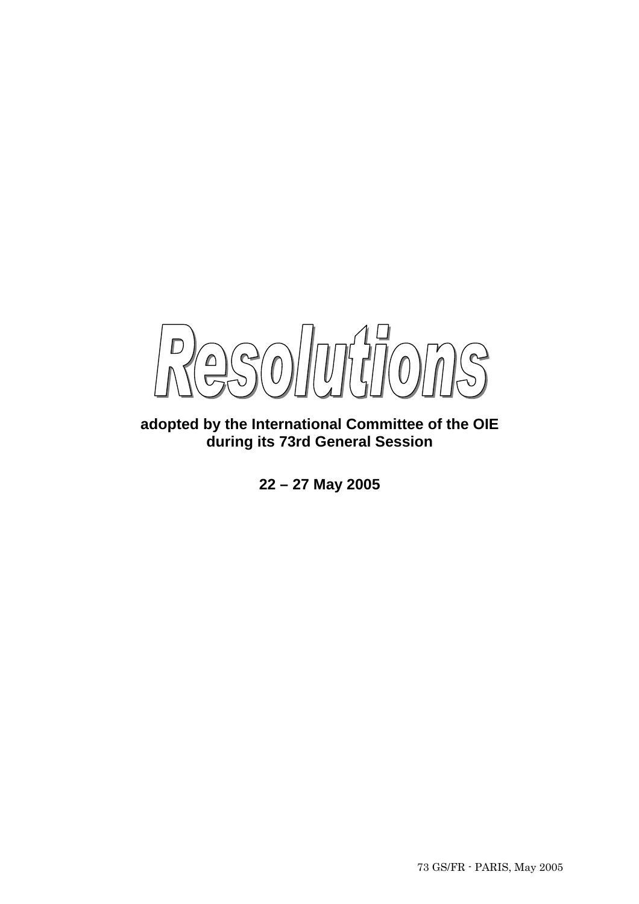# Resolutions

**adopted by the International Committee of the OIE during its 73rd General Session**

**22 – 27 May 2005**

73 GS/FR - PARIS, May 2005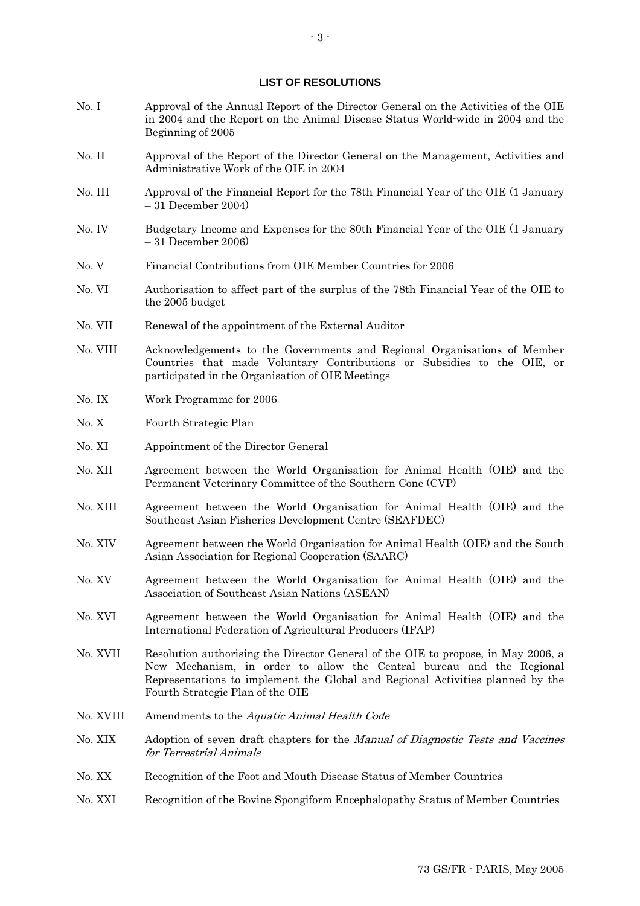## LIST OF RESOLUTIONS

| | |
|---|---|
| No. I | Approval of the Annual Report of the Director General on the Activities of the OIE in 2004 and the Report on the Animal Disease Status World-wide in 2004 and the Beginning of 2005 |
| No. II | Approval of the Report of the Director General on the Management, Activities and Administrative Work of the OIE in 2004 |
| No. III | Approval of the Financial Report for the 78th Financial Year of the OIE (1 January – 31 December 2004) |
| No. IV | Budgetary Income and Expenses for the 80th Financial Year of the OIE (1 January – 31 December 2006) |
| No. V | Financial Contributions from OIE Member Countries for 2006 |
| No. VI | Authorisation to affect part of the surplus of the 78th Financial Year of the OIE to the 2005 budget |
| No. VII | Renewal of the appointment of the External Auditor |
| No. VIII | Acknowledgements to the Governments and Regional Organisations of Member Countries that made Voluntary Contributions or Subsidies to the OIE, or participated in the Organisation of OIE Meetings |
| No. IX | Work Programme for 2006 |
| No. X | Fourth Strategic Plan |
| No. XI | Appointment of the Director General |
| No. XII | Agreement between the World Organisation for Animal Health (OIE) and the Permanent Veterinary Committee of the Southern Cone (CVP) |
| No. XIII | Agreement between the World Organisation for Animal Health (OIE) and the Southeast Asian Fisheries Development Centre (SEAFDEC) |
| No. XIV | Agreement between the World Organisation for Animal Health (OIE) and the South Asian Association for Regional Cooperation (SAARC) |
| No. XV | Agreement between the World Organisation for Animal Health (OIE) and the Association of Southeast Asian Nations (ASEAN) |
| No. XVI | Agreement between the World Organisation for Animal Health (OIE) and the International Federation of Agricultural Producers (IFAP) |
| No. XVII | Resolution authorising the Director General of the OIE to propose, in May 2006, a New Mechanism, in order to allow the Central bureau and the Regional Representations to implement the Global and Regional Activities planned by the Fourth Strategic Plan of the OIE |
| No. XVIII | Amendments to the *Aquatic Animal Health Code* |
| No. XIX | Adoption of seven draft chapters for the *Manual of Diagnostic Tests and Vaccines for Terrestrial Animals* |
| No. XX | Recognition of the Foot and Mouth Disease Status of Member Countries |
| No. XXI | Recognition of the Bovine Spongiform Encephalopathy Status of Member Countries |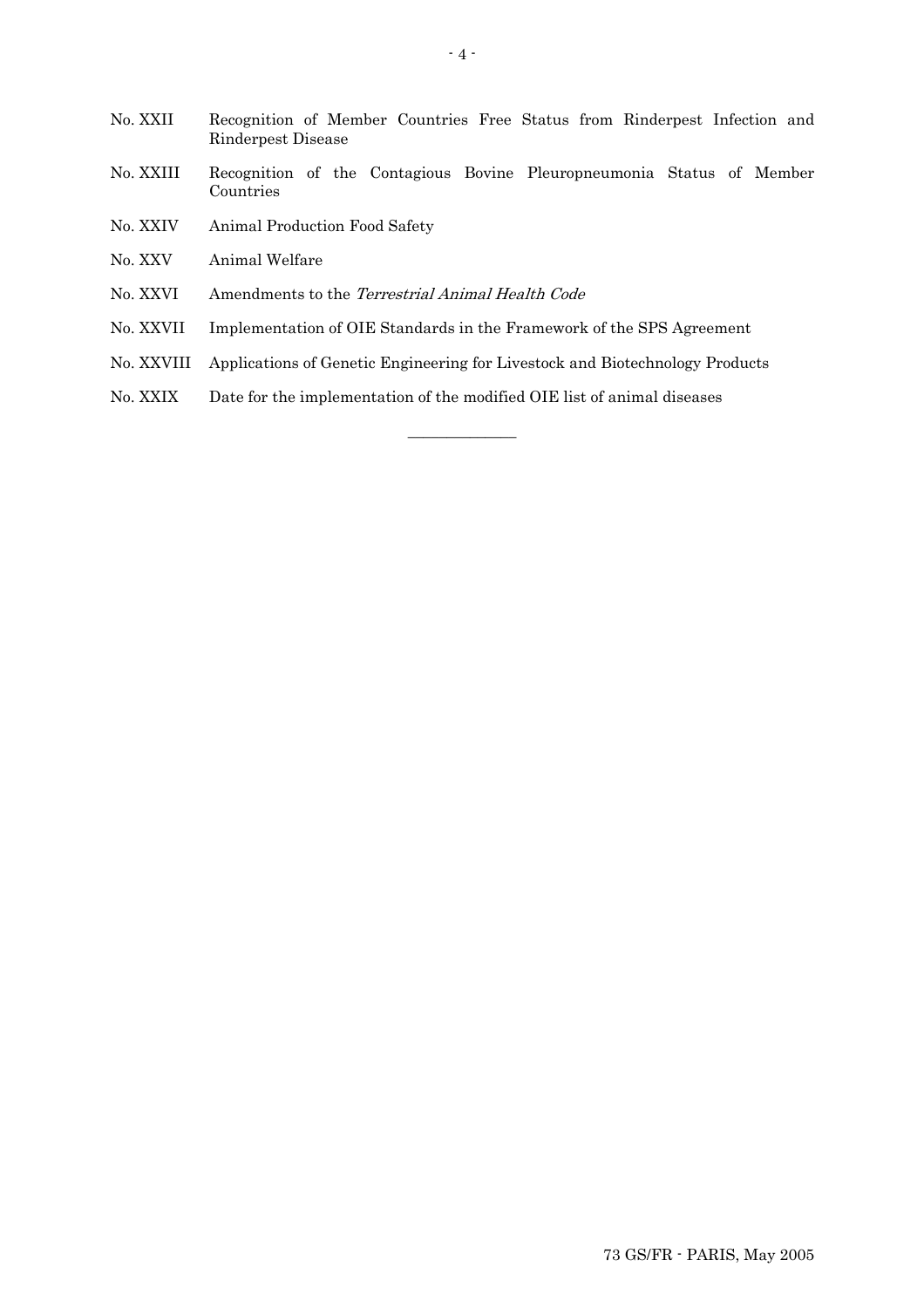| | |
|---|---|
| No. XXII | Recognition of Member Countries Free Status from Rinderpest Infection and Rinderpest Disease |
| No. XXIII | Recognition of the Contagious Bovine Pleuropneumonia Status of Member Countries |
| No. XXIV | Animal Production Food Safety |
| No. XXV | Animal Welfare |
| No. XXVI | Amendments to the *Terrestrial Animal Health Code* |
| No. XXVII | Implementation of OIE Standards in the Framework of the SPS Agreement |
| No. XXVIII | Applications of Genetic Engineering for Livestock and Biotechnology Products |
| No. XXIX | Date for the implementation of the modified OIE list of animal diseases |

_______________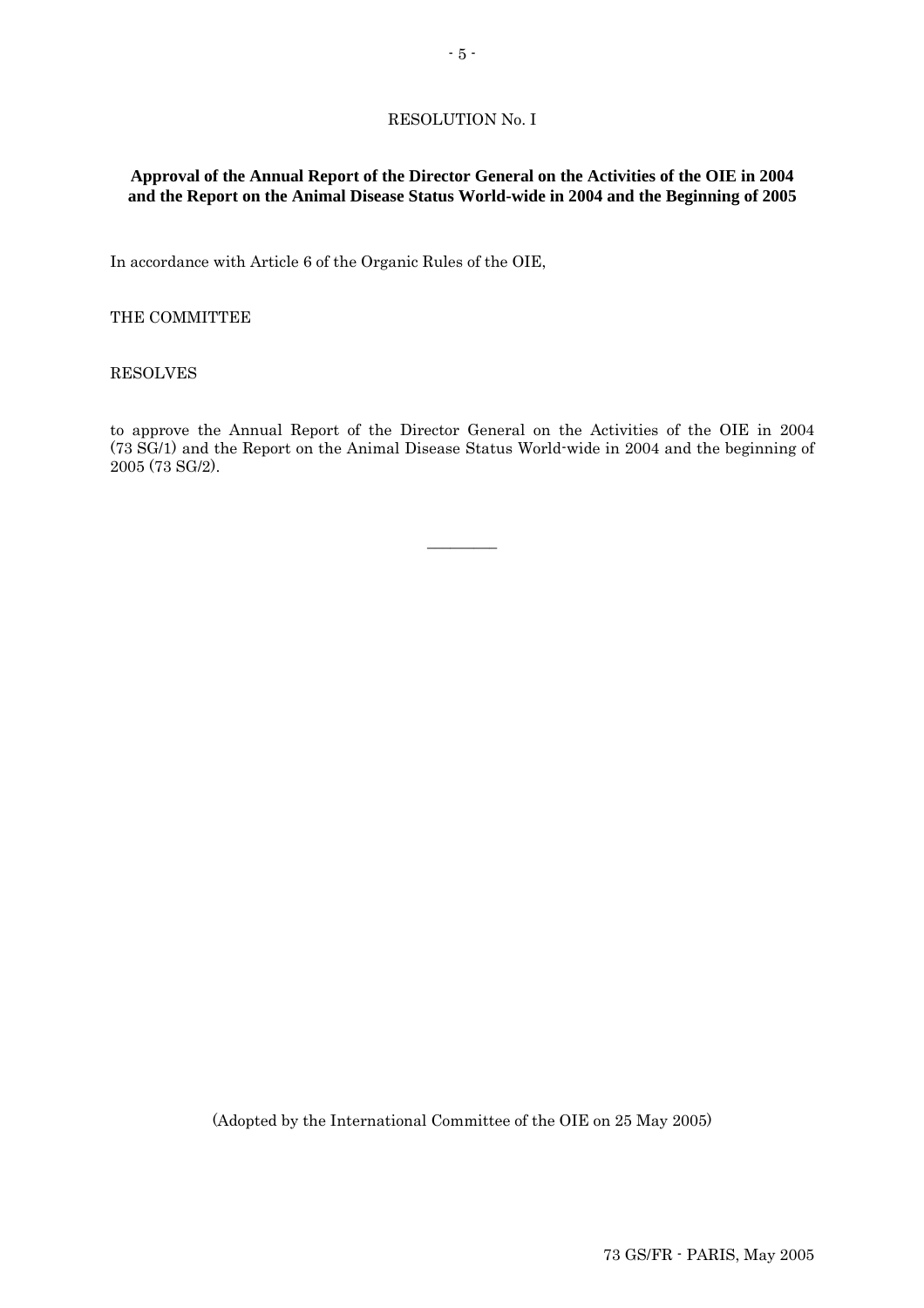RESOLUTION No. I

**Approval of the Annual Report of the Director General on the Activities of the OIE in 2004 and the Report on the Animal Disease Status World-wide in 2004 and the Beginning of 2005**

In accordance with Article 6 of the Organic Rules of the OIE,

THE COMMITTEE

RESOLVES

to approve the Annual Report of the Director General on the Activities of the OIE in 2004 (73 SG/1) and the Report on the Animal Disease Status World-wide in 2004 and the beginning of 2005 (73 SG/2).

---

(Adopted by the International Committee of the OIE on 25 May 2005)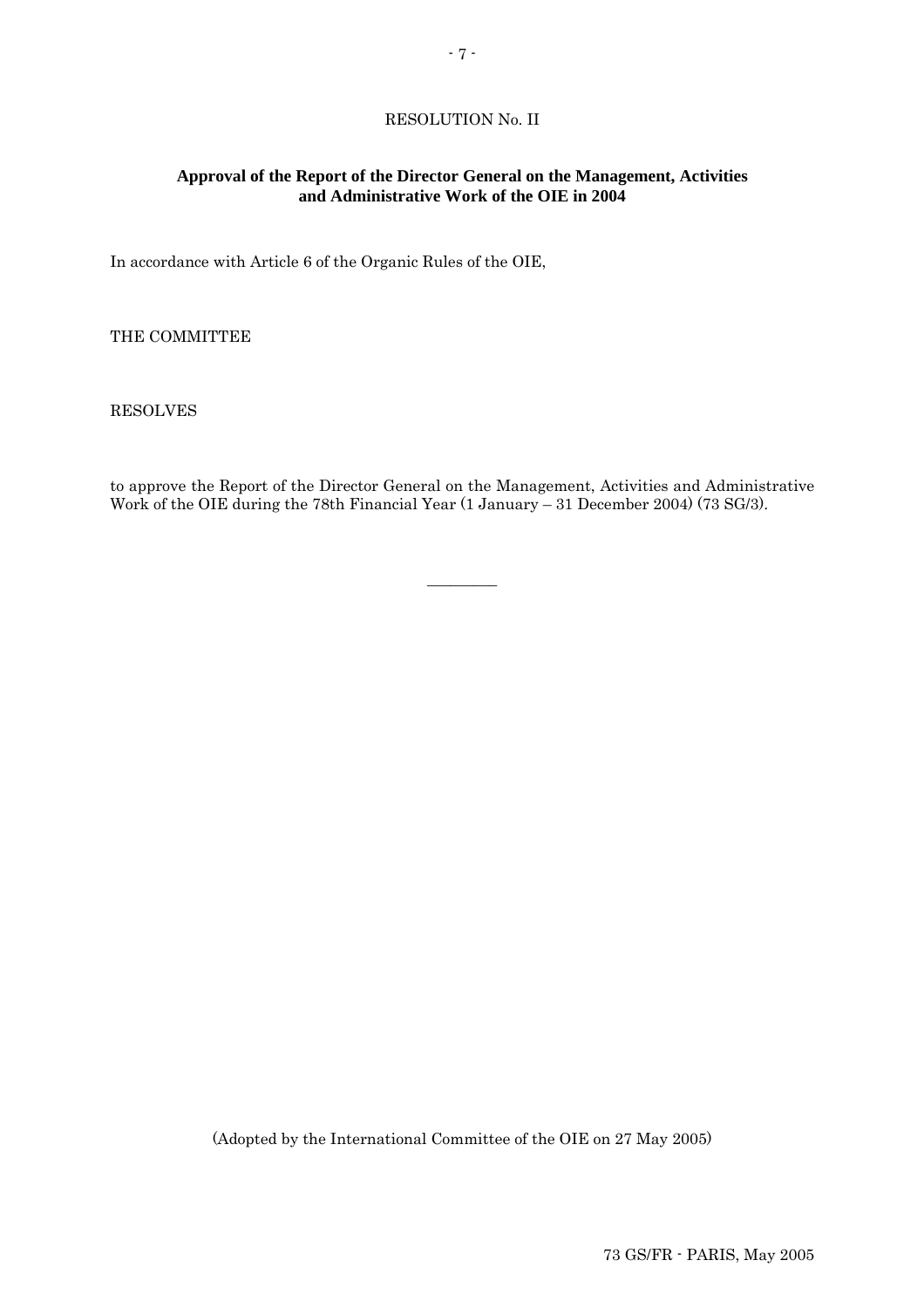RESOLUTION No. II

**Approval of the Report of the Director General on the Management, Activities and Administrative Work of the OIE in 2004**

In accordance with Article 6 of the Organic Rules of the OIE,

THE COMMITTEE

RESOLVES

to approve the Report of the Director General on the Management, Activities and Administrative Work of the OIE during the 78th Financial Year (1 January – 31 December 2004) (73 SG/3).

_________

(Adopted by the International Committee of the OIE on 27 May 2005)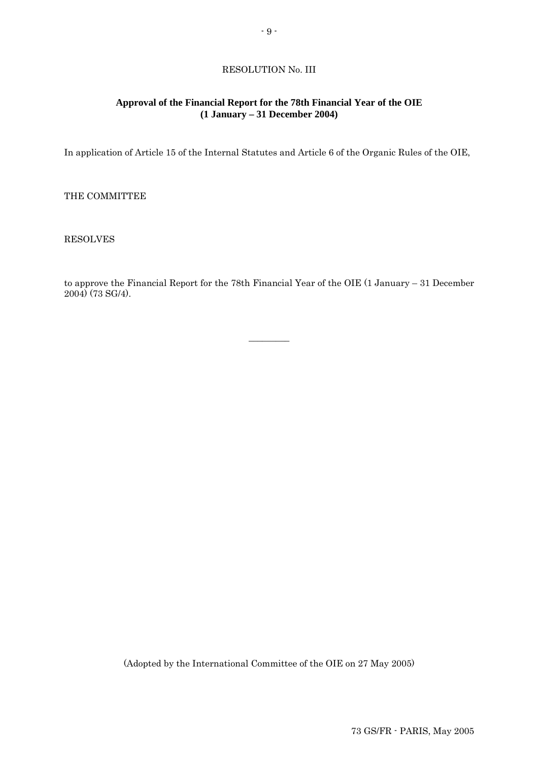RESOLUTION No. III

**Approval of the Financial Report for the 78th Financial Year of the OIE (1 January – 31 December 2004)**

In application of Article 15 of the Internal Statutes and Article 6 of the Organic Rules of the OIE,

THE COMMITTEE

RESOLVES

to approve the Financial Report for the 78th Financial Year of the OIE (1 January – 31 December 2004) (73 SG/4).

\_\_\_\_\_\_\_\_\_\_

(Adopted by the International Committee of the OIE on 27 May 2005)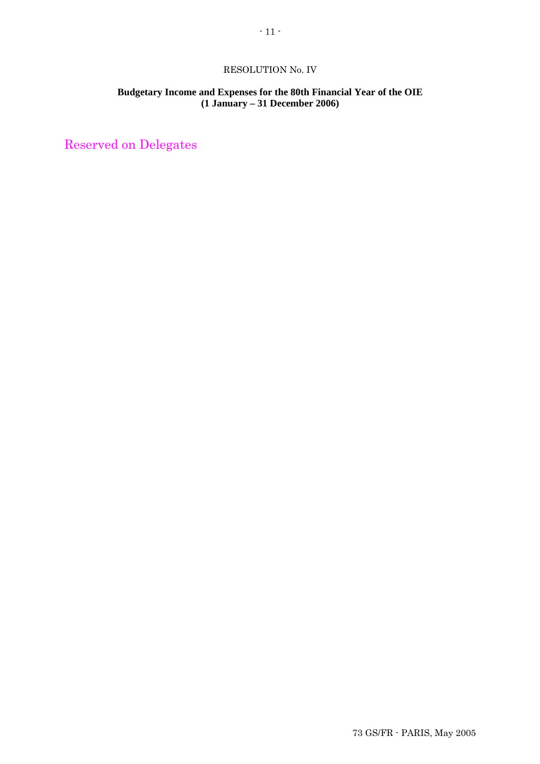RESOLUTION No. IV

**Budgetary Income and Expenses for the 80th Financial Year of the OIE**
**(1 January – 31 December 2006)**

Reserved on Delegates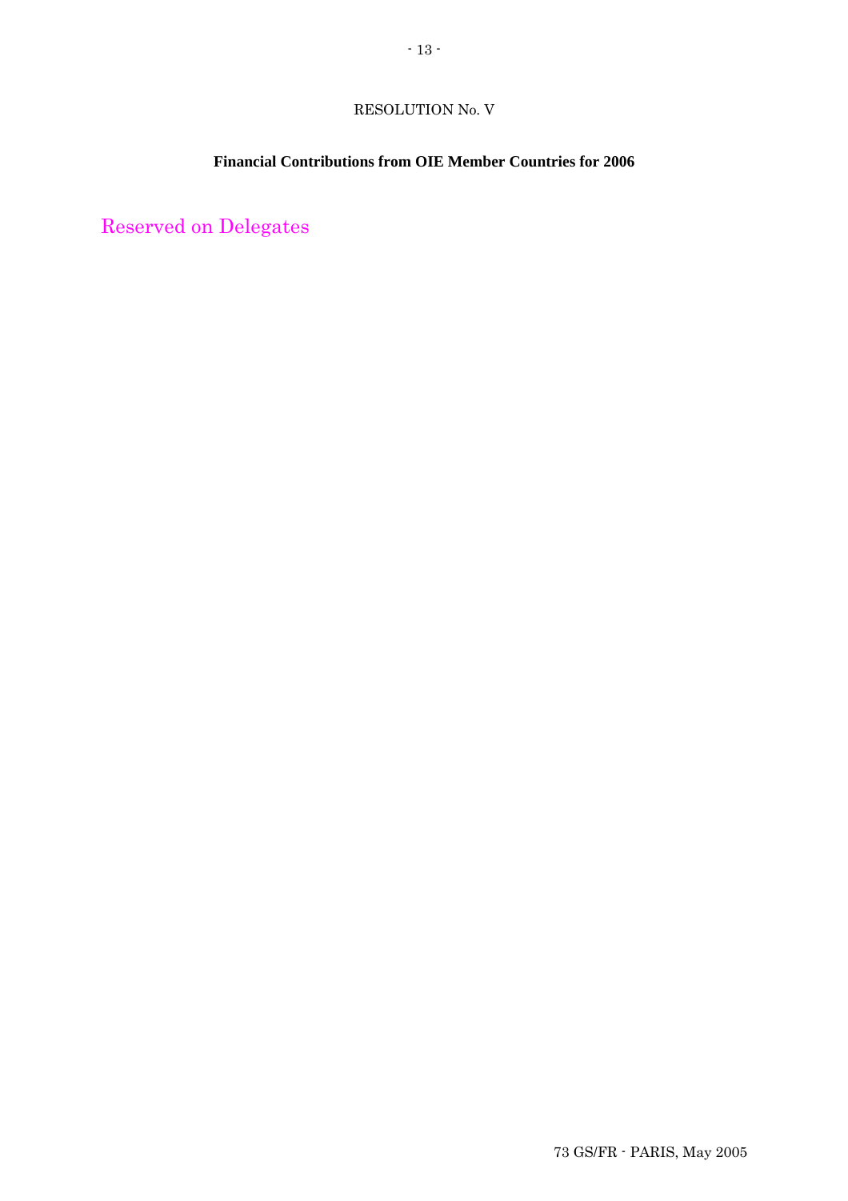RESOLUTION No. V

**Financial Contributions from OIE Member Countries for 2006**

Reserved on Delegates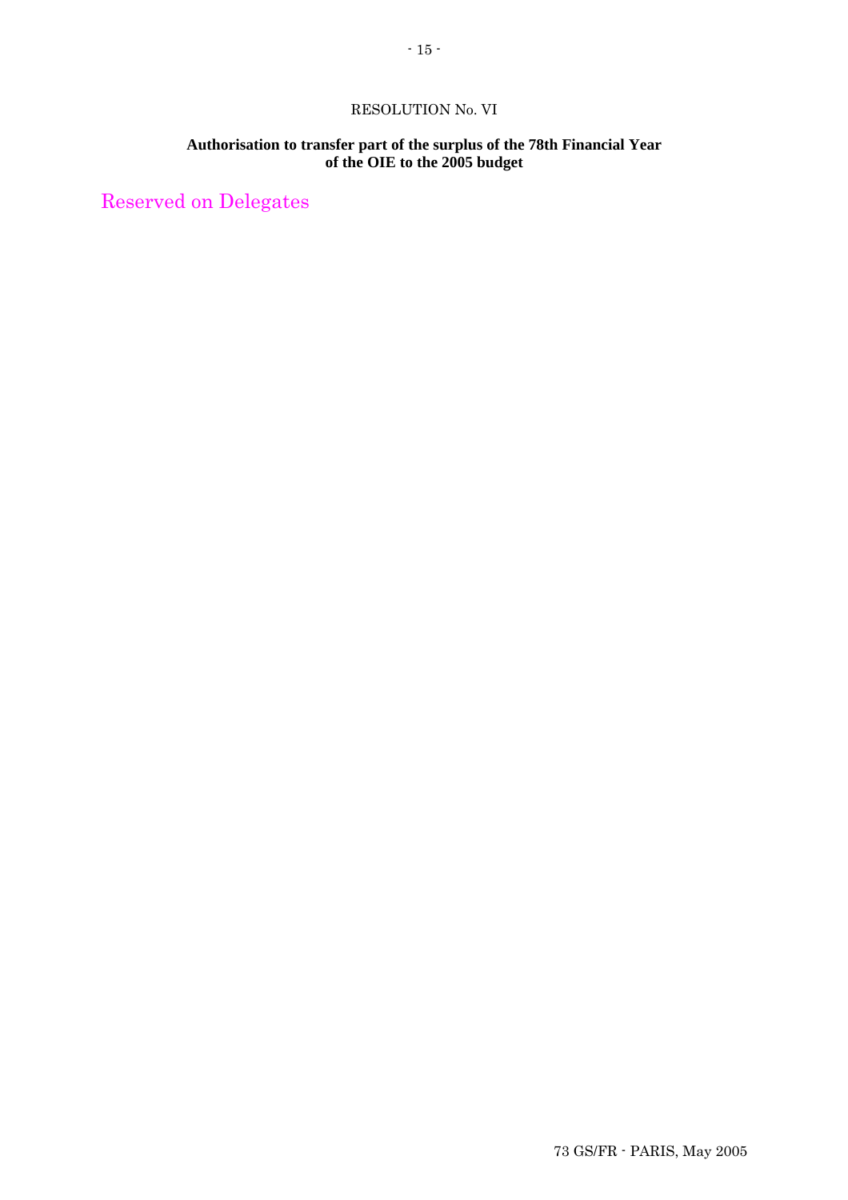RESOLUTION No. VI

**Authorisation to transfer part of the surplus of the 78th Financial Year of the OIE to the 2005 budget**

Reserved on Delegates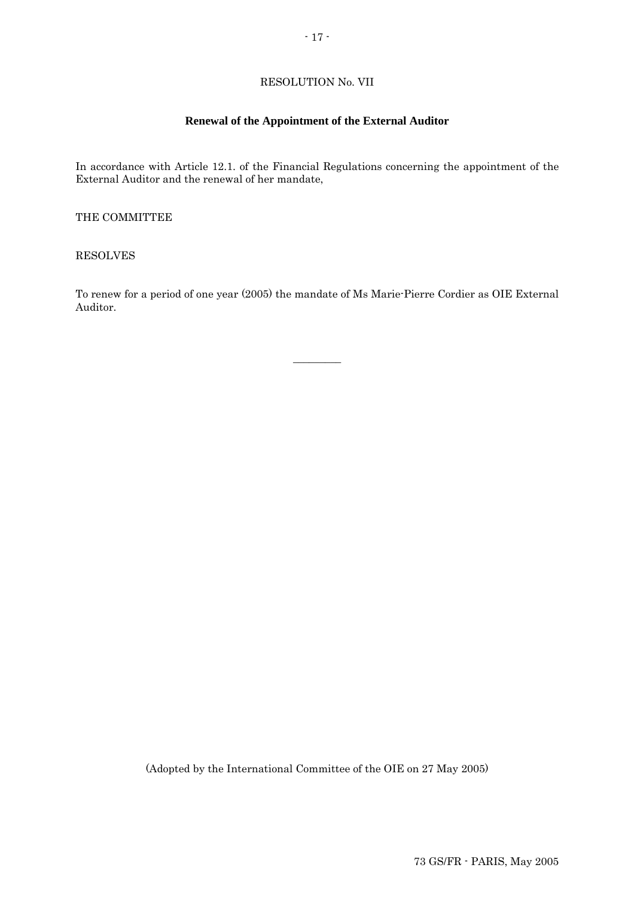RESOLUTION No. VII

## Renewal of the Appointment of the External Auditor

In accordance with Article 12.1. of the Financial Regulations concerning the appointment of the External Auditor and the renewal of her mandate,

THE COMMITTEE

RESOLVES

To renew for a period of one year (2005) the mandate of Ms Marie-Pierre Cordier as OIE External Auditor.

---

(Adopted by the International Committee of the OIE on 27 May 2005)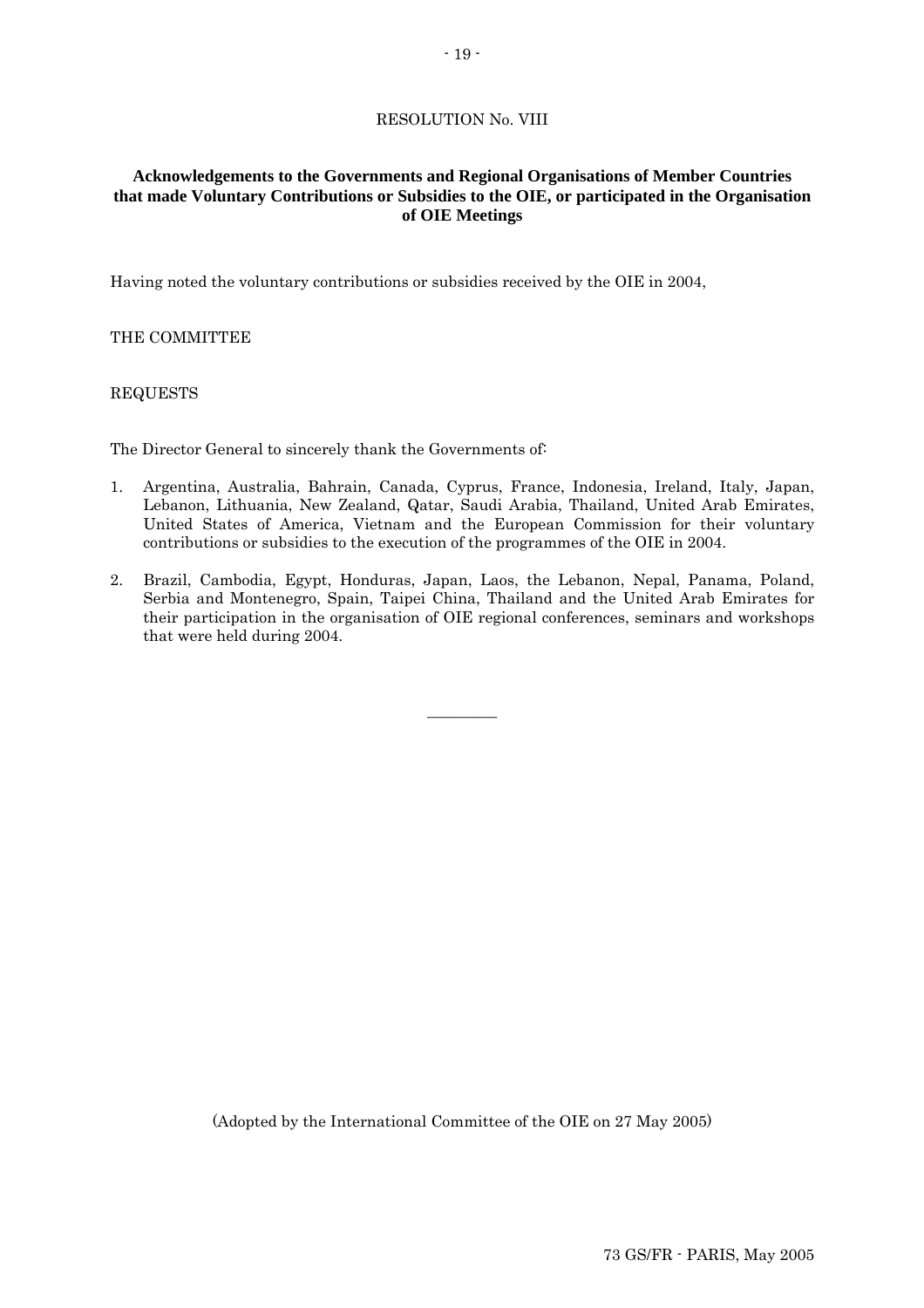RESOLUTION No. VIII

**Acknowledgements to the Governments and Regional Organisations of Member Countries that made Voluntary Contributions or Subsidies to the OIE, or participated in the Organisation of OIE Meetings**

Having noted the voluntary contributions or subsidies received by the OIE in 2004,

THE COMMITTEE

REQUESTS

The Director General to sincerely thank the Governments of:

1. Argentina, Australia, Bahrain, Canada, Cyprus, France, Indonesia, Ireland, Italy, Japan, Lebanon, Lithuania, New Zealand, Qatar, Saudi Arabia, Thailand, United Arab Emirates, United States of America, Vietnam and the European Commission for their voluntary contributions or subsidies to the execution of the programmes of the OIE in 2004.

2. Brazil, Cambodia, Egypt, Honduras, Japan, Laos, the Lebanon, Nepal, Panama, Poland, Serbia and Montenegro, Spain, Taipei China, Thailand and the United Arab Emirates for their participation in the organisation of OIE regional conferences, seminars and workshops that were held during 2004.

\_\_\_\_\_\_\_\_

(Adopted by the International Committee of the OIE on 27 May 2005)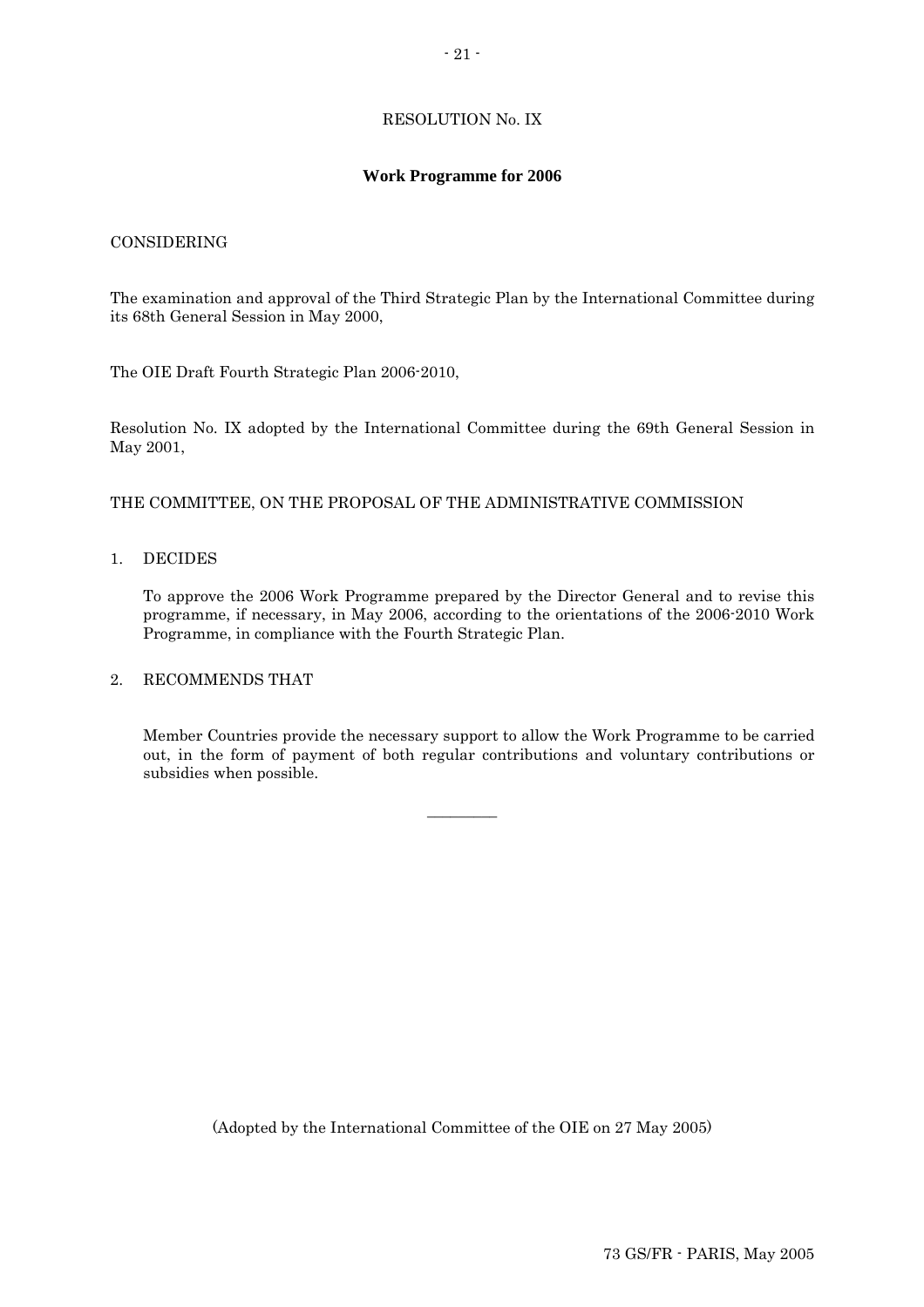RESOLUTION No. IX

## Work Programme for 2006

CONSIDERING

The examination and approval of the Third Strategic Plan by the International Committee during its 68th General Session in May 2000,

The OIE Draft Fourth Strategic Plan 2006-2010,

Resolution No. IX adopted by the International Committee during the 69th General Session in May 2001,

THE COMMITTEE, ON THE PROPOSAL OF THE ADMINISTRATIVE COMMISSION

1. DECIDES

   To approve the 2006 Work Programme prepared by the Director General and to revise this programme, if necessary, in May 2006, according to the orientations of the 2006-2010 Work Programme, in compliance with the Fourth Strategic Plan.

2. RECOMMENDS THAT

   Member Countries provide the necessary support to allow the Work Programme to be carried out, in the form of payment of both regular contributions and voluntary contributions or subsidies when possible.

---

(Adopted by the International Committee of the OIE on 27 May 2005)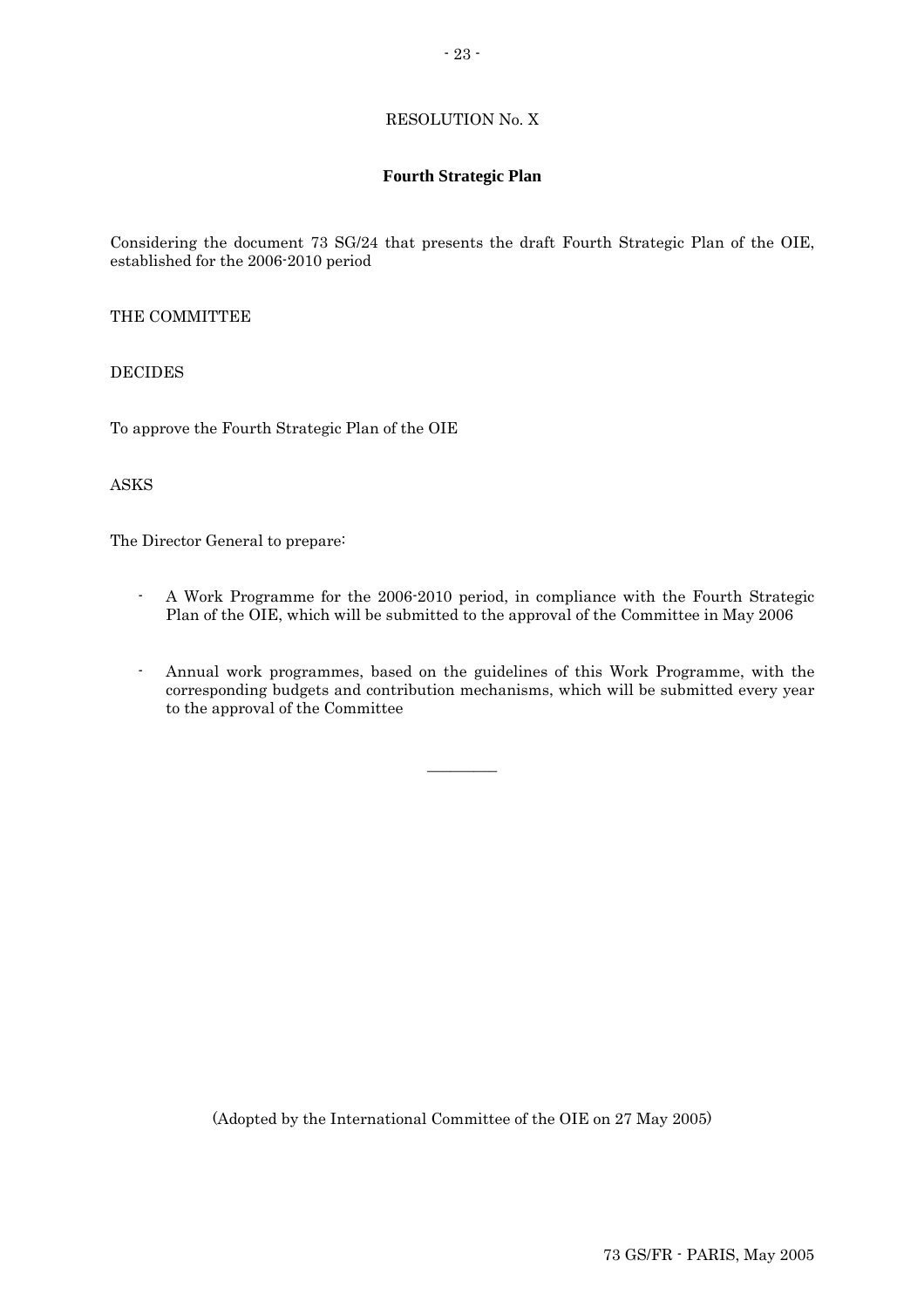RESOLUTION No. X

## Fourth Strategic Plan

Considering the document 73 SG/24 that presents the draft Fourth Strategic Plan of the OIE, established for the 2006-2010 period

THE COMMITTEE

DECIDES

To approve the Fourth Strategic Plan of the OIE

ASKS

The Director General to prepare:

- A Work Programme for the 2006-2010 period, in compliance with the Fourth Strategic Plan of the OIE, which will be submitted to the approval of the Committee in May 2006

- Annual work programmes, based on the guidelines of this Work Programme, with the corresponding budgets and contribution mechanisms, which will be submitted every year to the approval of the Committee

---

(Adopted by the International Committee of the OIE on 27 May 2005)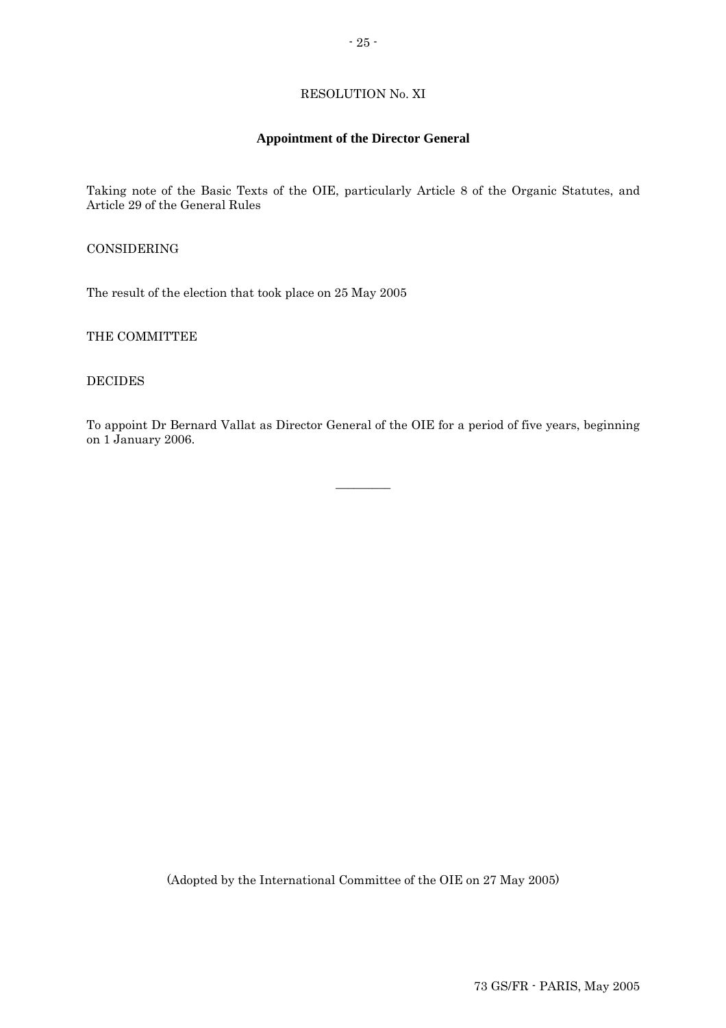RESOLUTION No. XI

## Appointment of the Director General

Taking note of the Basic Texts of the OIE, particularly Article 8 of the Organic Statutes, and Article 29 of the General Rules

CONSIDERING

The result of the election that took place on 25 May 2005

THE COMMITTEE

DECIDES

To appoint Dr Bernard Vallat as Director General of the OIE for a period of five years, beginning on 1 January 2006.

---

(Adopted by the International Committee of the OIE on 27 May 2005)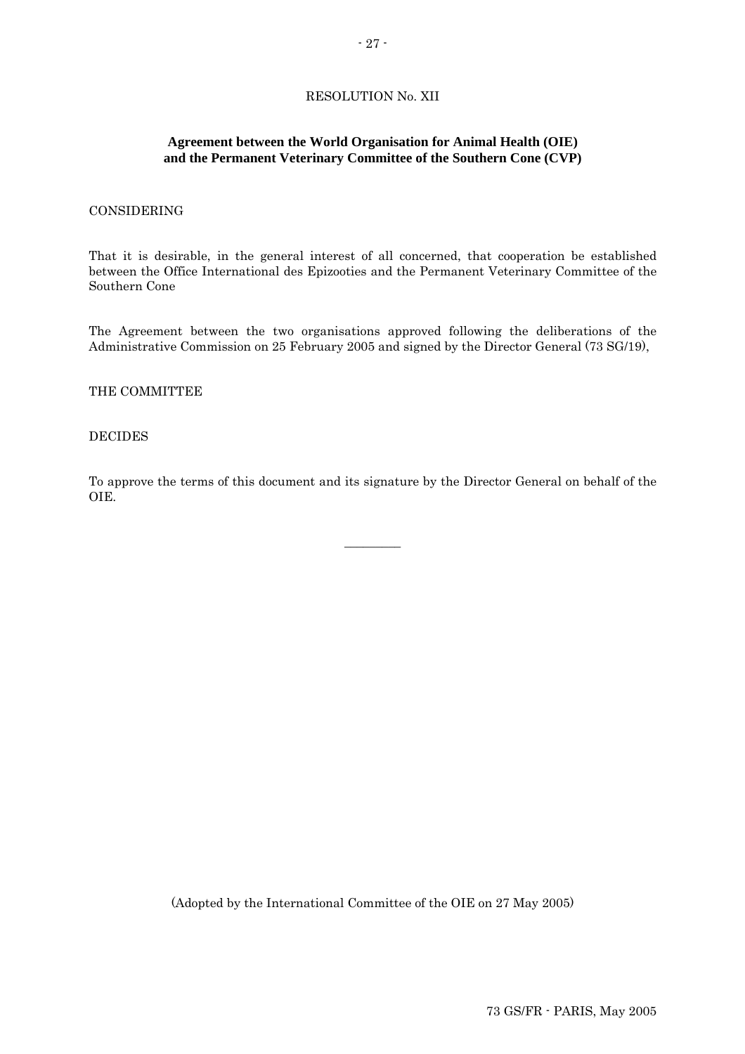RESOLUTION No. XII

**Agreement between the World Organisation for Animal Health (OIE) and the Permanent Veterinary Committee of the Southern Cone (CVP)**

CONSIDERING

That it is desirable, in the general interest of all concerned, that cooperation be established between the Office International des Epizooties and the Permanent Veterinary Committee of the Southern Cone

The Agreement between the two organisations approved following the deliberations of the Administrative Commission on 25 February 2005 and signed by the Director General (73 SG/19),

THE COMMITTEE

DECIDES

To approve the terms of this document and its signature by the Director General on behalf of the OIE.

---

(Adopted by the International Committee of the OIE on 27 May 2005)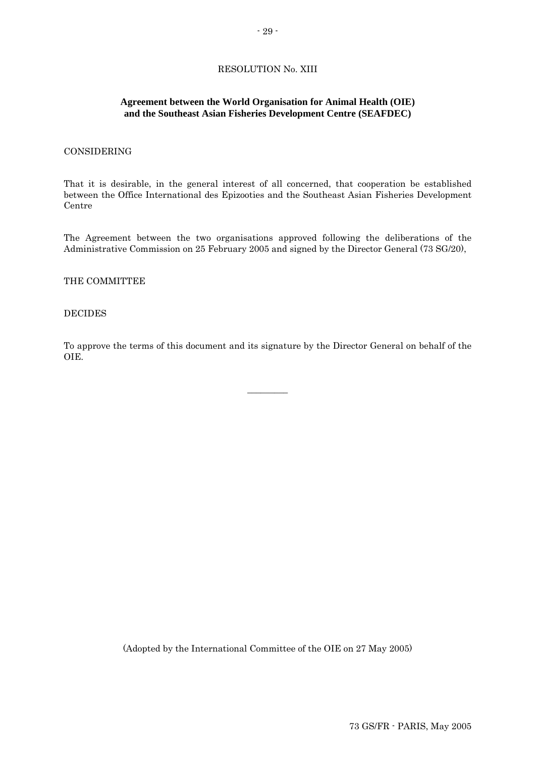RESOLUTION No. XIII

## Agreement between the World Organisation for Animal Health (OIE) and the Southeast Asian Fisheries Development Centre (SEAFDEC)

CONSIDERING

That it is desirable, in the general interest of all concerned, that cooperation be established between the Office International des Epizooties and the Southeast Asian Fisheries Development Centre

The Agreement between the two organisations approved following the deliberations of the Administrative Commission on 25 February 2005 and signed by the Director General (73 SG/20),

THE COMMITTEE

DECIDES

To approve the terms of this document and its signature by the Director General on behalf of the OIE.

---

(Adopted by the International Committee of the OIE on 27 May 2005)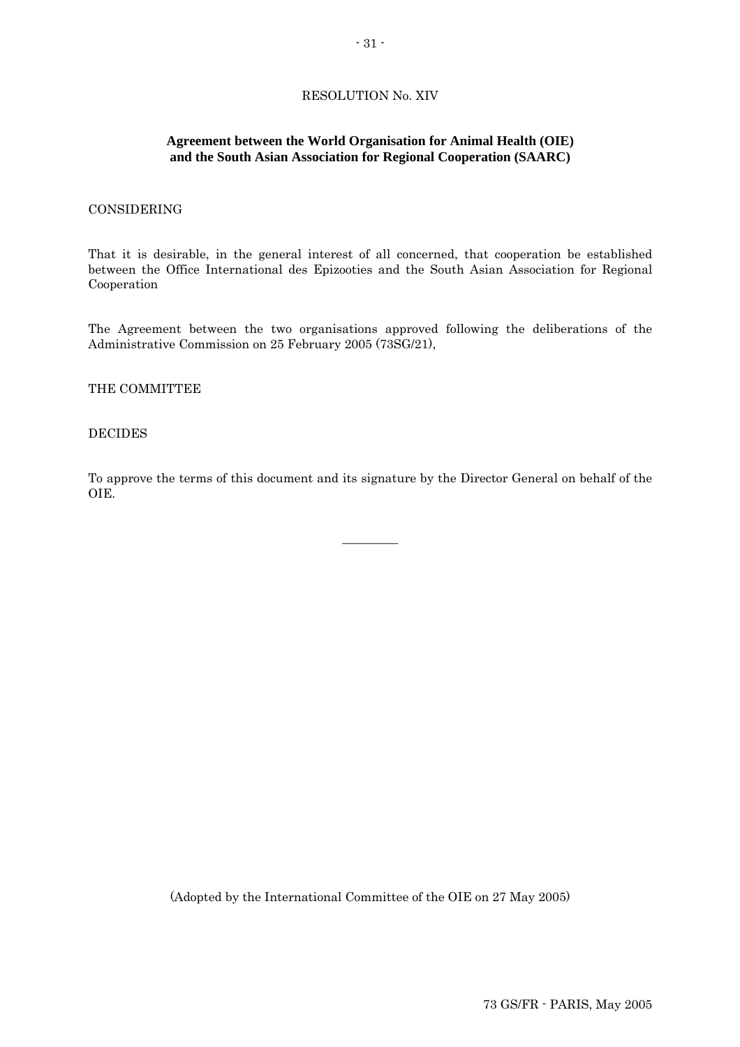RESOLUTION No. XIV

## Agreement between the World Organisation for Animal Health (OIE) and the South Asian Association for Regional Cooperation (SAARC)

CONSIDERING

That it is desirable, in the general interest of all concerned, that cooperation be established between the Office International des Epizooties and the South Asian Association for Regional Cooperation

The Agreement between the two organisations approved following the deliberations of the Administrative Commission on 25 February 2005 (73SG/21),

THE COMMITTEE

DECIDES

To approve the terms of this document and its signature by the Director General on behalf of the OIE.

---

(Adopted by the International Committee of the OIE on 27 May 2005)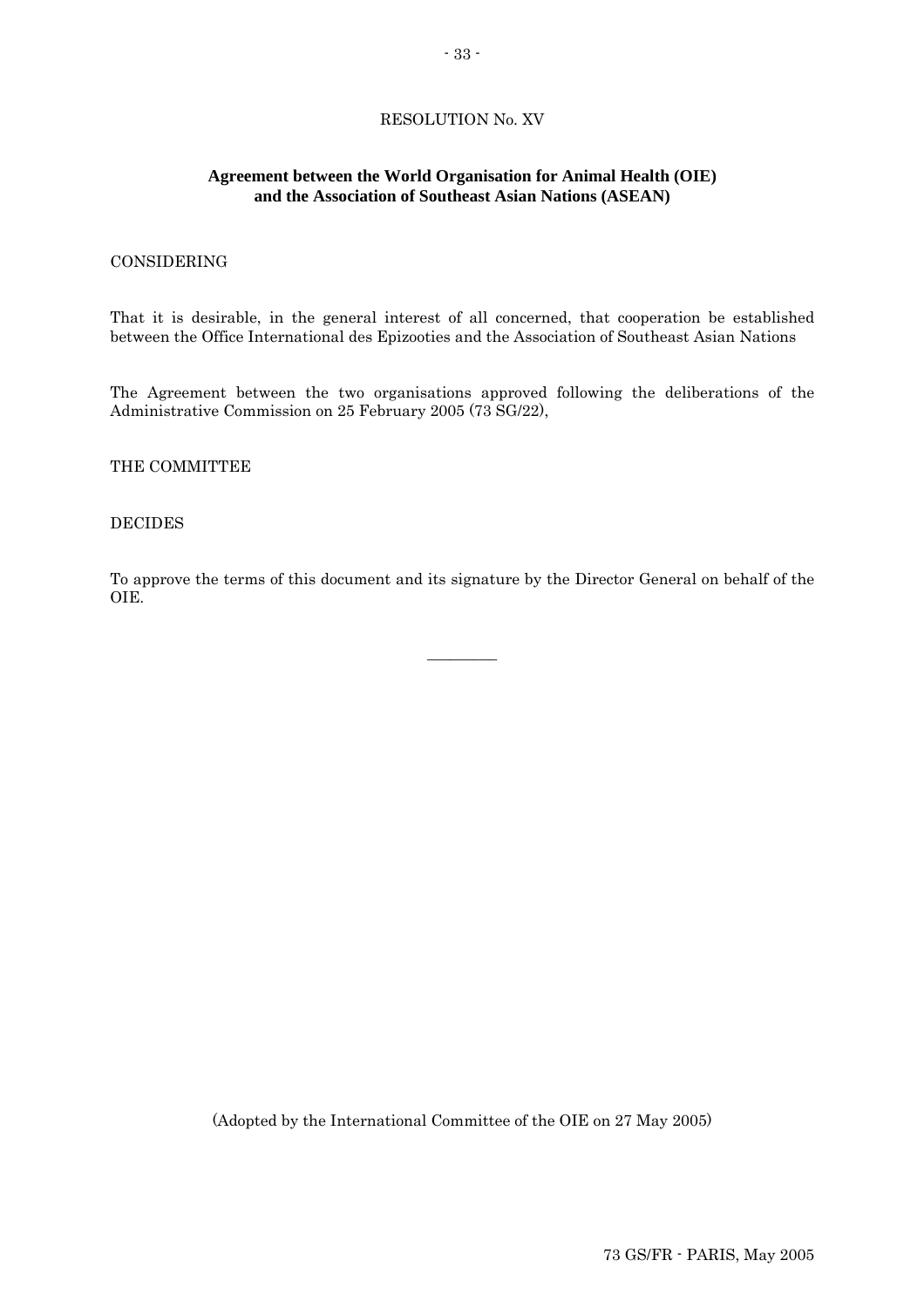RESOLUTION No. XV

**Agreement between the World Organisation for Animal Health (OIE) and the Association of Southeast Asian Nations (ASEAN)**

CONSIDERING

That it is desirable, in the general interest of all concerned, that cooperation be established between the Office International des Epizooties and the Association of Southeast Asian Nations

The Agreement between the two organisations approved following the deliberations of the Administrative Commission on 25 February 2005 (73 SG/22),

THE COMMITTEE

DECIDES

To approve the terms of this document and its signature by the Director General on behalf of the OIE.

---

(Adopted by the International Committee of the OIE on 27 May 2005)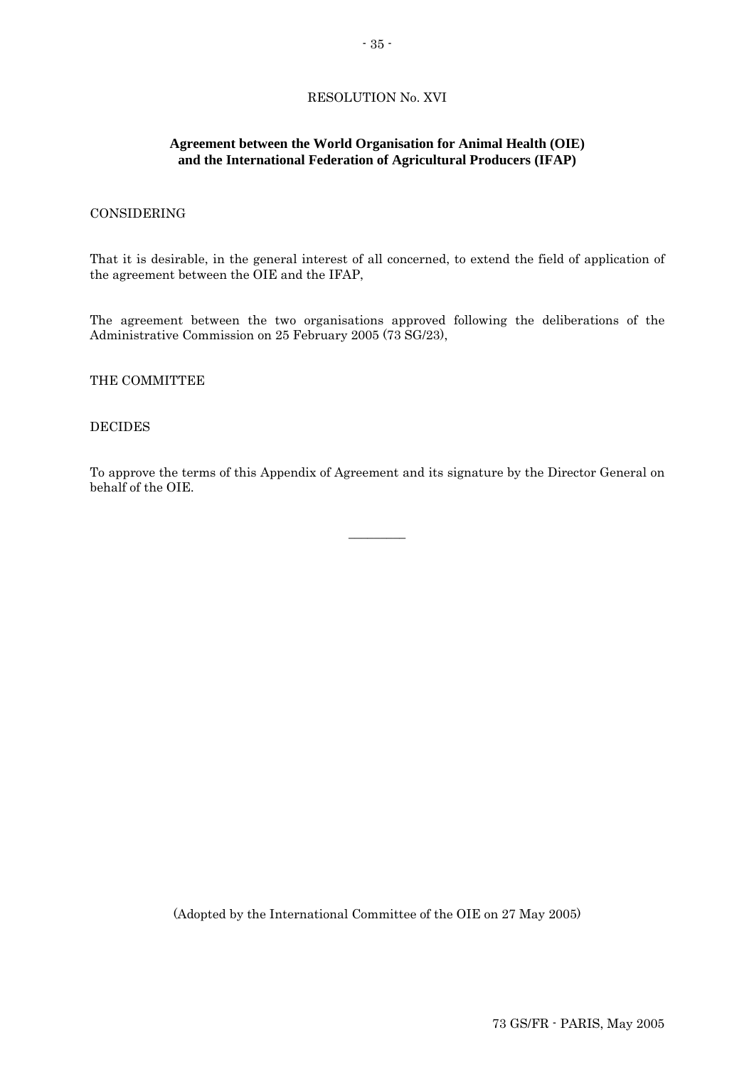## RESOLUTION No. XVI

### Agreement between the World Organisation for Animal Health (OIE) and the International Federation of Agricultural Producers (IFAP)

CONSIDERING

That it is desirable, in the general interest of all concerned, to extend the field of application of the agreement between the OIE and the IFAP,

The agreement between the two organisations approved following the deliberations of the Administrative Commission on 25 February 2005 (73 SG/23),

THE COMMITTEE

DECIDES

To approve the terms of this Appendix of Agreement and its signature by the Director General on behalf of the OIE.

---

(Adopted by the International Committee of the OIE on 27 May 2005)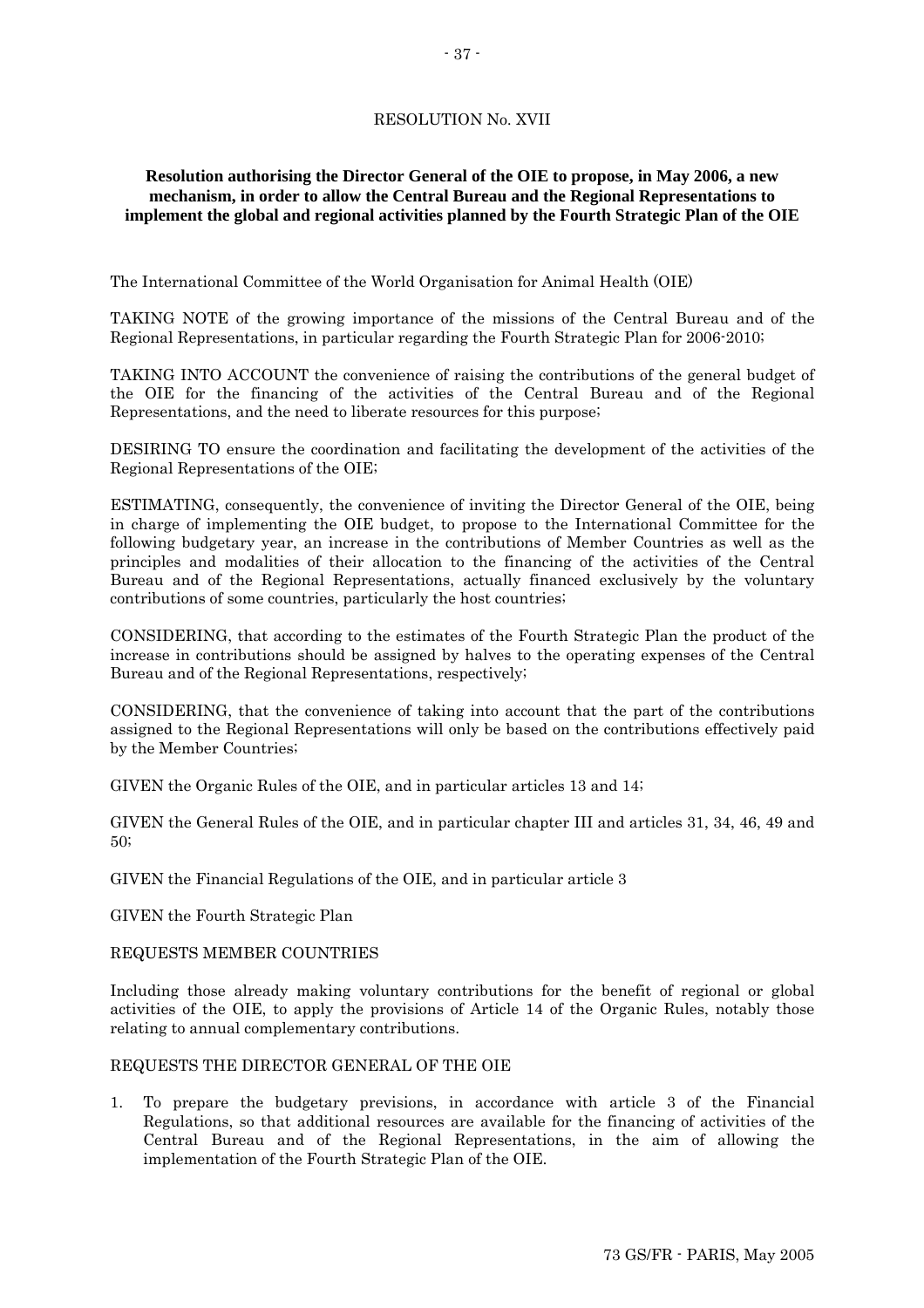RESOLUTION No. XVII

**Resolution authorising the Director General of the OIE to propose, in May 2006, a new mechanism, in order to allow the Central Bureau and the Regional Representations to implement the global and regional activities planned by the Fourth Strategic Plan of the OIE**

The International Committee of the World Organisation for Animal Health (OIE)

TAKING NOTE of the growing importance of the missions of the Central Bureau and of the Regional Representations, in particular regarding the Fourth Strategic Plan for 2006-2010;

TAKING INTO ACCOUNT the convenience of raising the contributions of the general budget of the OIE for the financing of the activities of the Central Bureau and of the Regional Representations, and the need to liberate resources for this purpose;

DESIRING TO ensure the coordination and facilitating the development of the activities of the Regional Representations of the OIE;

ESTIMATING, consequently, the convenience of inviting the Director General of the OIE, being in charge of implementing the OIE budget, to propose to the International Committee for the following budgetary year, an increase in the contributions of Member Countries as well as the principles and modalities of their allocation to the financing of the activities of the Central Bureau and of the Regional Representations, actually financed exclusively by the voluntary contributions of some countries, particularly the host countries;

CONSIDERING, that according to the estimates of the Fourth Strategic Plan the product of the increase in contributions should be assigned by halves to the operating expenses of the Central Bureau and of the Regional Representations, respectively;

CONSIDERING, that the convenience of taking into account that the part of the contributions assigned to the Regional Representations will only be based on the contributions effectively paid by the Member Countries;

GIVEN the Organic Rules of the OIE, and in particular articles 13 and 14;

GIVEN the General Rules of the OIE, and in particular chapter III and articles 31, 34, 46, 49 and 50;

GIVEN the Financial Regulations of the OIE, and in particular article 3

GIVEN the Fourth Strategic Plan

REQUESTS MEMBER COUNTRIES

Including those already making voluntary contributions for the benefit of regional or global activities of the OIE, to apply the provisions of Article 14 of the Organic Rules, notably those relating to annual complementary contributions.

REQUESTS THE DIRECTOR GENERAL OF THE OIE

1. To prepare the budgetary previsions, in accordance with article 3 of the Financial Regulations, so that additional resources are available for the financing of activities of the Central Bureau and of the Regional Representations, in the aim of allowing the implementation of the Fourth Strategic Plan of the OIE.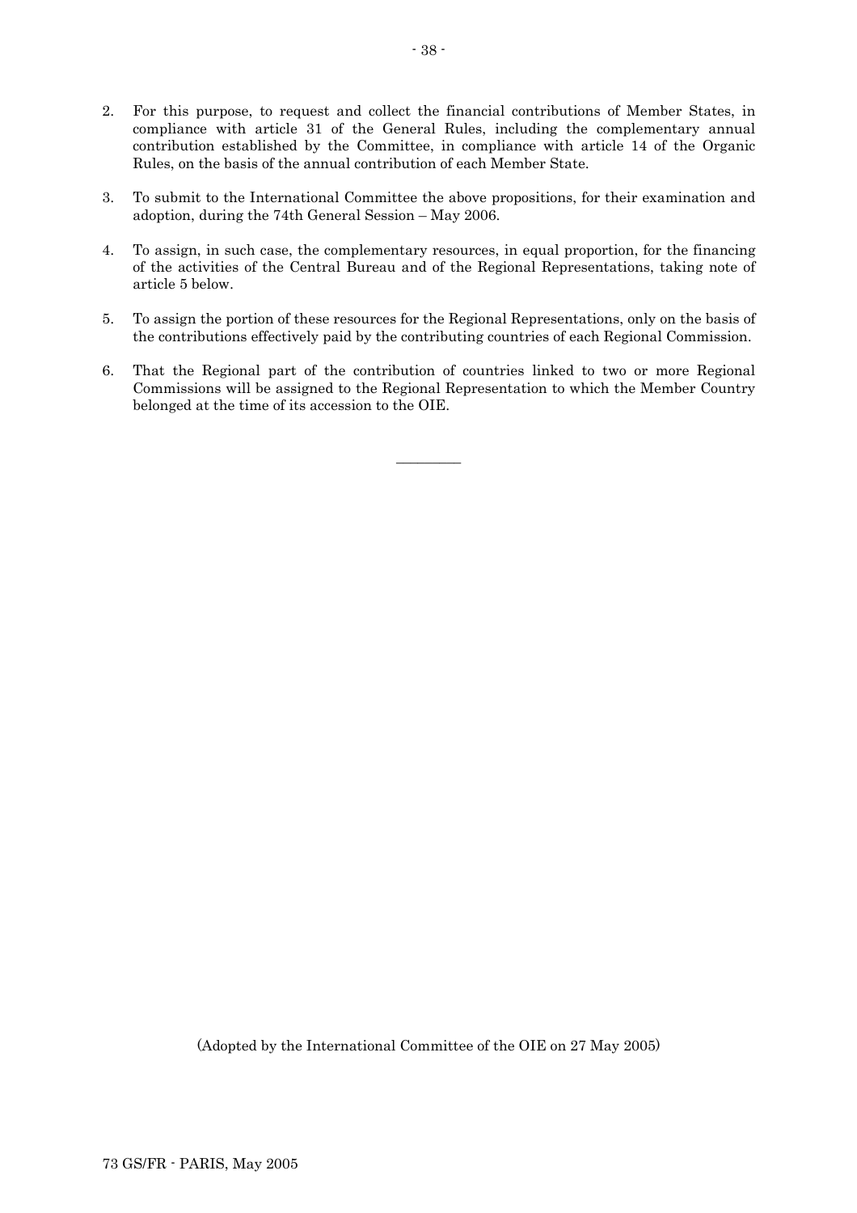2. For this purpose, to request and collect the financial contributions of Member States, in compliance with article 31 of the General Rules, including the complementary annual contribution established by the Committee, in compliance with article 14 of the Organic Rules, on the basis of the annual contribution of each Member State.

3. To submit to the International Committee the above propositions, for their examination and adoption, during the 74th General Session – May 2006.

4. To assign, in such case, the complementary resources, in equal proportion, for the financing of the activities of the Central Bureau and of the Regional Representations, taking note of article 5 below.

5. To assign the portion of these resources for the Regional Representations, only on the basis of the contributions effectively paid by the contributing countries of each Regional Commission.

6. That the Regional part of the contribution of countries linked to two or more Regional Commissions will be assigned to the Regional Representation to which the Member Country belonged at the time of its accession to the OIE.

---

(Adopted by the International Committee of the OIE on 27 May 2005)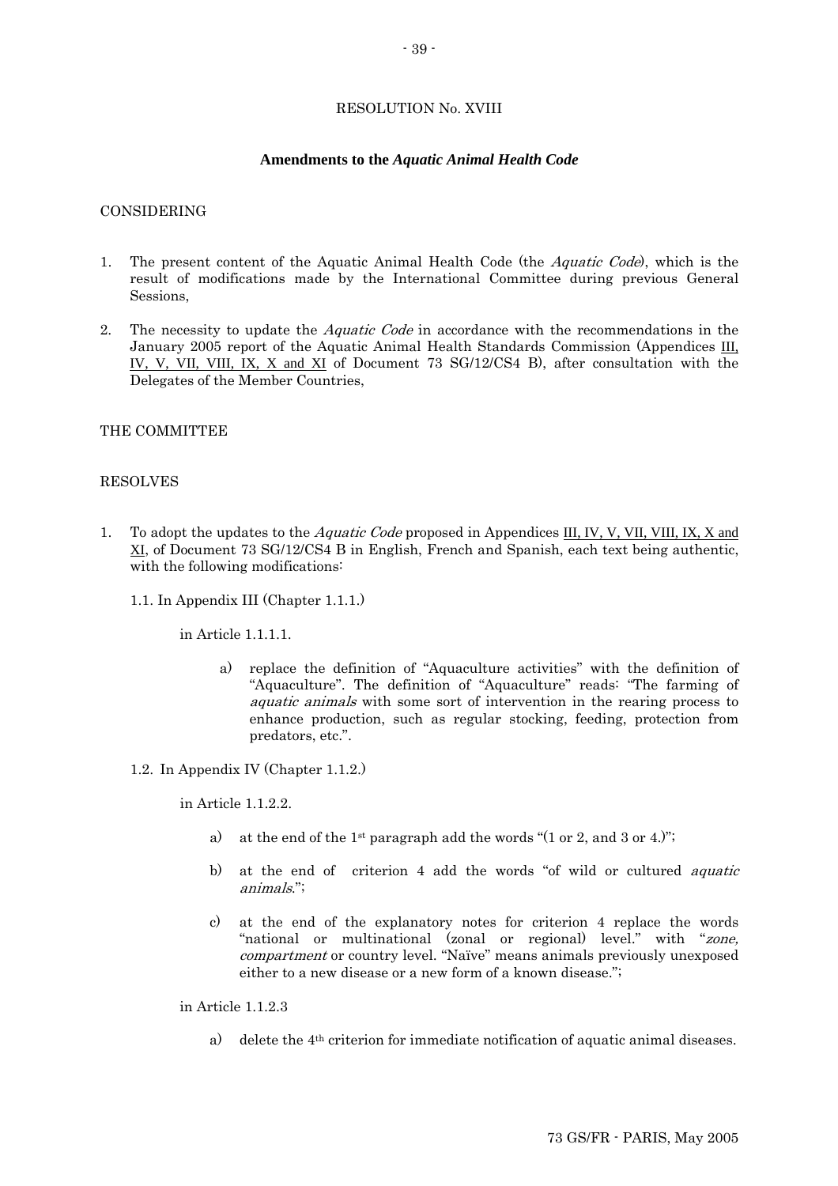RESOLUTION No. XVIII

**Amendments to the *Aquatic Animal Health Code***

CONSIDERING

1. The present content of the Aquatic Animal Health Code (the *Aquatic Code*), which is the result of modifications made by the International Committee during previous General Sessions,

2. The necessity to update the *Aquatic Code* in accordance with the recommendations in the January 2005 report of the Aquatic Animal Health Standards Commission (Appendices III, IV, V, VII, VIII, IX, X and XI of Document 73 SG/12/CS4 B), after consultation with the Delegates of the Member Countries,

THE COMMITTEE

RESOLVES

1. To adopt the updates to the *Aquatic Code* proposed in Appendices III, IV, V, VII, VIII, IX, X and XI, of Document 73 SG/12/CS4 B in English, French and Spanish, each text being authentic, with the following modifications:

   1.1. In Appendix III (Chapter 1.1.1.)

   in Article 1.1.1.1.

   a) replace the definition of "Aquaculture activities" with the definition of "Aquaculture". The definition of "Aquaculture" reads: "The farming of *aquatic animals* with some sort of intervention in the rearing process to enhance production, such as regular stocking, feeding, protection from predators, etc.".

   1.2. In Appendix IV (Chapter 1.1.2.)

   in Article 1.1.2.2.

   a) at the end of the 1st paragraph add the words "(1 or 2, and 3 or 4.)";

   b) at the end of criterion 4 add the words "of wild or cultured *aquatic animals*.";

   c) at the end of the explanatory notes for criterion 4 replace the words "national or multinational (zonal or regional) level." with "*zone, compartment* or country level. "Naïve" means animals previously unexposed either to a new disease or a new form of a known disease.";

   in Article 1.1.2.3

   a) delete the 4th criterion for immediate notification of aquatic animal diseases.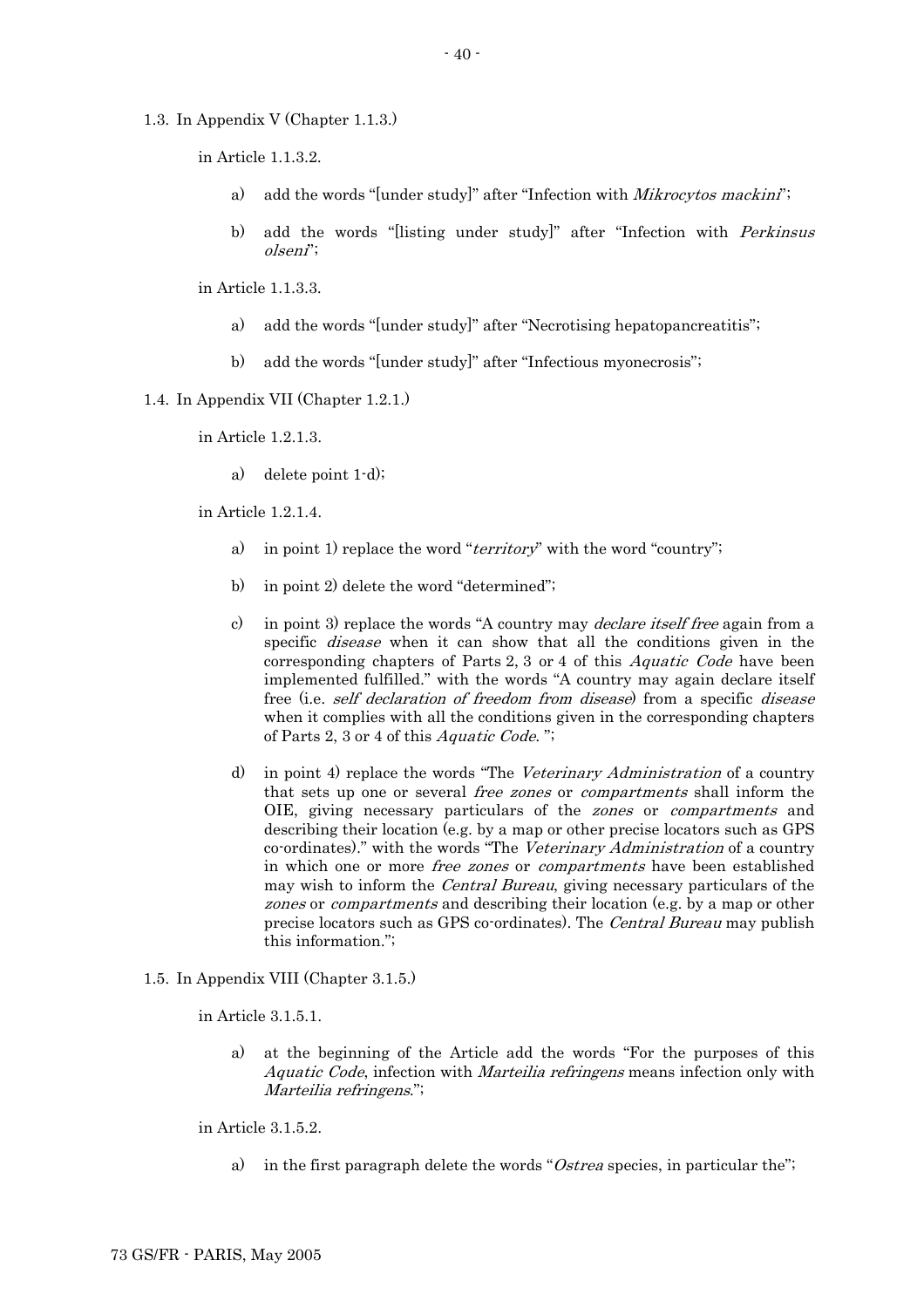1.3. In Appendix V (Chapter 1.1.3.)

in Article 1.1.3.2.

a) add the words "[under study]" after "Infection with *Mikrocytos mackini*";

b) add the words "[listing under study]" after "Infection with *Perkinsus olseni*";

in Article 1.1.3.3.

a) add the words "[under study]" after "Necrotising hepatopancreatitis";

b) add the words "[under study]" after "Infectious myonecrosis";

1.4. In Appendix VII (Chapter 1.2.1.)

in Article 1.2.1.3.

a) delete point 1-d);

in Article 1.2.1.4.

a) in point 1) replace the word "*territory*" with the word "country";

b) in point 2) delete the word "determined";

c) in point 3) replace the words "A country may *declare itself free* again from a specific *disease* when it can show that all the conditions given in the corresponding chapters of Parts 2, 3 or 4 of this *Aquatic Code* have been implemented fulfilled." with the words "A country may again declare itself free (i.e. *self declaration of freedom from disease*) from a specific *disease* when it complies with all the conditions given in the corresponding chapters of Parts 2, 3 or 4 of this *Aquatic Code*. ";

d) in point 4) replace the words "The *Veterinary Administration* of a country that sets up one or several *free zones* or *compartments* shall inform the OIE, giving necessary particulars of the *zones* or *compartments* and describing their location (e.g. by a map or other precise locators such as GPS co-ordinates)." with the words "The *Veterinary Administration* of a country in which one or more *free zones* or *compartments* have been established may wish to inform the *Central Bureau*, giving necessary particulars of the *zones* or *compartments* and describing their location (e.g. by a map or other precise locators such as GPS co-ordinates). The *Central Bureau* may publish this information.";

1.5. In Appendix VIII (Chapter 3.1.5.)

in Article 3.1.5.1.

a) at the beginning of the Article add the words "For the purposes of this *Aquatic Code*, infection with *Marteilia refringens* means infection only with *Marteilia refringens*.";

in Article 3.1.5.2.

a) in the first paragraph delete the words "*Ostrea* species, in particular the";

73 GS/FR - PARIS, May 2005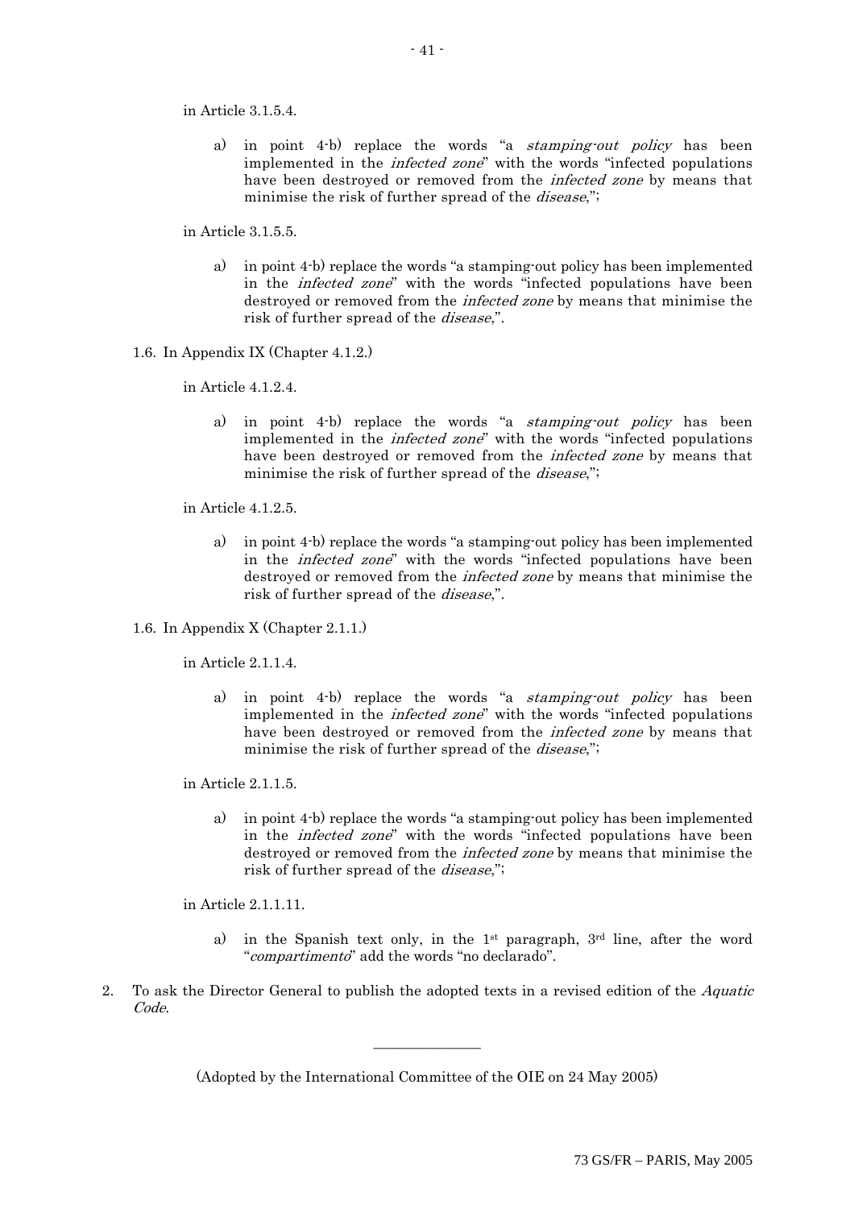in Article 3.1.5.4.

a) in point 4-b) replace the words "a *stamping-out policy* has been implemented in the *infected zone*" with the words "infected populations have been destroyed or removed from the *infected zone* by means that minimise the risk of further spread of the *disease*,";

in Article 3.1.5.5.

a) in point 4-b) replace the words "a stamping-out policy has been implemented in the *infected zone*" with the words "infected populations have been destroyed or removed from the *infected zone* by means that minimise the risk of further spread of the *disease*,".

1.6. In Appendix IX (Chapter 4.1.2.)

in Article 4.1.2.4.

a) in point 4-b) replace the words "a *stamping-out policy* has been implemented in the *infected zone*" with the words "infected populations have been destroyed or removed from the *infected zone* by means that minimise the risk of further spread of the *disease*,";

in Article 4.1.2.5.

a) in point 4-b) replace the words "a stamping-out policy has been implemented in the *infected zone*" with the words "infected populations have been destroyed or removed from the *infected zone* by means that minimise the risk of further spread of the *disease*,".

1.6. In Appendix X (Chapter 2.1.1.)

in Article 2.1.1.4.

a) in point 4-b) replace the words "a *stamping-out policy* has been implemented in the *infected zone*" with the words "infected populations have been destroyed or removed from the *infected zone* by means that minimise the risk of further spread of the *disease*,";

in Article 2.1.1.5.

a) in point 4-b) replace the words "a stamping-out policy has been implemented in the *infected zone*" with the words "infected populations have been destroyed or removed from the *infected zone* by means that minimise the risk of further spread of the *disease*,";

in Article 2.1.1.11.

a) in the Spanish text only, in the 1st paragraph, 3rd line, after the word "*compartimento*" add the words "no declarado".

2. To ask the Director General to publish the adopted texts in a revised edition of the *Aquatic Code*.

---

(Adopted by the International Committee of the OIE on 24 May 2005)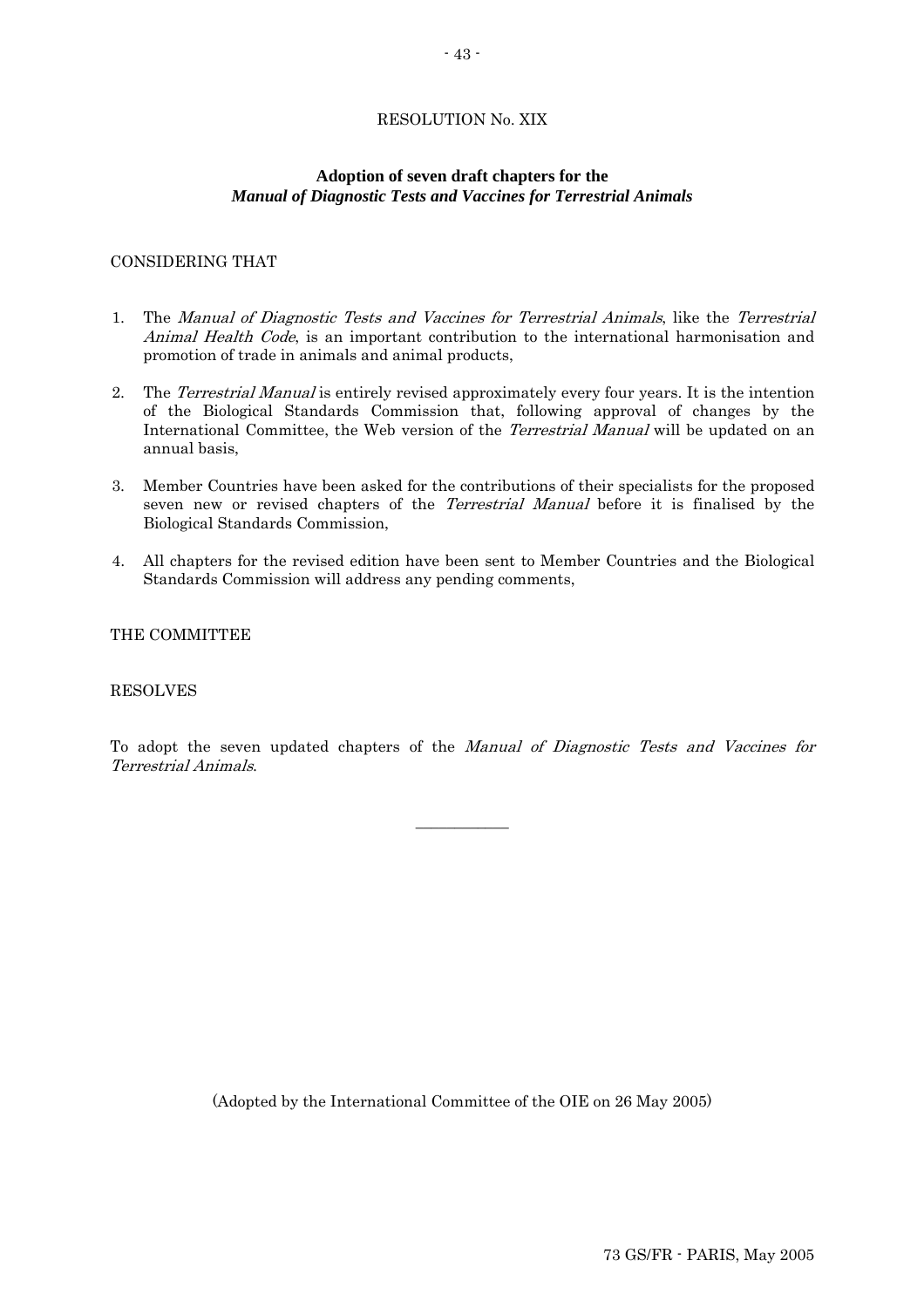RESOLUTION No. XIX

## Adoption of seven draft chapters for the *Manual of Diagnostic Tests and Vaccines for Terrestrial Animals*

CONSIDERING THAT

1. The *Manual of Diagnostic Tests and Vaccines for Terrestrial Animals*, like the *Terrestrial Animal Health Code*, is an important contribution to the international harmonisation and promotion of trade in animals and animal products,

2. The *Terrestrial Manual* is entirely revised approximately every four years. It is the intention of the Biological Standards Commission that, following approval of changes by the International Committee, the Web version of the *Terrestrial Manual* will be updated on an annual basis,

3. Member Countries have been asked for the contributions of their specialists for the proposed seven new or revised chapters of the *Terrestrial Manual* before it is finalised by the Biological Standards Commission,

4. All chapters for the revised edition have been sent to Member Countries and the Biological Standards Commission will address any pending comments,

THE COMMITTEE

RESOLVES

To adopt the seven updated chapters of the *Manual of Diagnostic Tests and Vaccines for Terrestrial Animals*.

---

(Adopted by the International Committee of the OIE on 26 May 2005)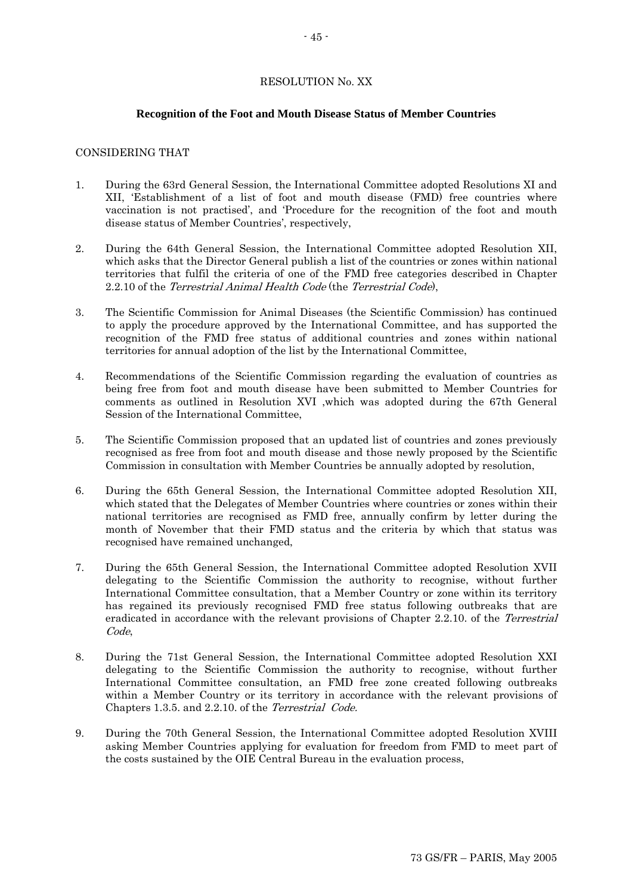RESOLUTION No. XX

**Recognition of the Foot and Mouth Disease Status of Member Countries**

CONSIDERING THAT

1. During the 63rd General Session, the International Committee adopted Resolutions XI and XII, 'Establishment of a list of foot and mouth disease (FMD) free countries where vaccination is not practised', and 'Procedure for the recognition of the foot and mouth disease status of Member Countries', respectively,

2. During the 64th General Session, the International Committee adopted Resolution XII, which asks that the Director General publish a list of the countries or zones within national territories that fulfil the criteria of one of the FMD free categories described in Chapter 2.2.10 of the *Terrestrial Animal Health Code* (the *Terrestrial Code*),

3. The Scientific Commission for Animal Diseases (the Scientific Commission) has continued to apply the procedure approved by the International Committee, and has supported the recognition of the FMD free status of additional countries and zones within national territories for annual adoption of the list by the International Committee,

4. Recommendations of the Scientific Commission regarding the evaluation of countries as being free from foot and mouth disease have been submitted to Member Countries for comments as outlined in Resolution XVI ,which was adopted during the 67th General Session of the International Committee,

5. The Scientific Commission proposed that an updated list of countries and zones previously recognised as free from foot and mouth disease and those newly proposed by the Scientific Commission in consultation with Member Countries be annually adopted by resolution,

6. During the 65th General Session, the International Committee adopted Resolution XII, which stated that the Delegates of Member Countries where countries or zones within their national territories are recognised as FMD free, annually confirm by letter during the month of November that their FMD status and the criteria by which that status was recognised have remained unchanged,

7. During the 65th General Session, the International Committee adopted Resolution XVII delegating to the Scientific Commission the authority to recognise, without further International Committee consultation, that a Member Country or zone within its territory has regained its previously recognised FMD free status following outbreaks that are eradicated in accordance with the relevant provisions of Chapter 2.2.10. of the *Terrestrial Code*,

8. During the 71st General Session, the International Committee adopted Resolution XXI delegating to the Scientific Commission the authority to recognise, without further International Committee consultation, an FMD free zone created following outbreaks within a Member Country or its territory in accordance with the relevant provisions of Chapters 1.3.5. and 2.2.10. of the *Terrestrial Code.*

9. During the 70th General Session, the International Committee adopted Resolution XVIII asking Member Countries applying for evaluation for freedom from FMD to meet part of the costs sustained by the OIE Central Bureau in the evaluation process,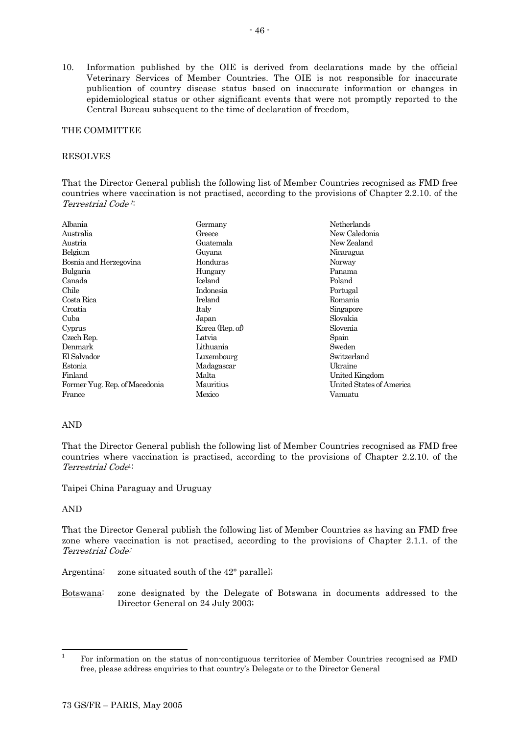10. Information published by the OIE is derived from declarations made by the official Veterinary Services of Member Countries. The OIE is not responsible for inaccurate publication of country disease status based on inaccurate information or changes in epidemiological status or other significant events that were not promptly reported to the Central Bureau subsequent to the time of declaration of freedom,

THE COMMITTEE

RESOLVES

That the Director General publish the following list of Member Countries recognised as FMD free countries where vaccination is not practised, according to the provisions of Chapter 2.2.10. of the *Terrestrial Code* [1]:

Albania
Australia
Austria
Belgium
Bosnia and Herzegovina
Bulgaria
Canada
Chile
Costa Rica
Croatia
Cuba
Cyprus
Czech Rep.
Denmark
El Salvador
Estonia
Finland
Former Yug. Rep. of Macedonia
France
Germany
Greece
Guatemala
Guyana
Honduras
Hungary
Iceland
Indonesia
Ireland
Italy
Japan
Korea (Rep. of)
Latvia
Lithuania
Luxembourg
Madagascar
Malta
Mauritius
Mexico
Netherlands
New Caledonia
New Zealand
Nicaragua
Norway
Panama
Poland
Portugal
Romania
Singapore
Slovakia
Slovenia
Spain
Sweden
Switzerland
Ukraine
United Kingdom
United States of America
Vanuatu

AND

That the Director General publish the following list of Member Countries recognised as FMD free countries where vaccination is practised, according to the provisions of Chapter 2.2.10. of the *Terrestrial Code*[1]:

Taipei China Paraguay and Uruguay

AND

That the Director General publish the following list of Member Countries as having an FMD free zone where vaccination is not practised, according to the provisions of Chapter 2.1.1. of the *Terrestrial Code:*

Argentina: zone situated south of the 42° parallel;

Botswana: zone designated by the Delegate of Botswana in documents addressed to the Director General on 24 July 2003;

[1] For information on the status of non-contiguous territories of Member Countries recognised as FMD free, please address enquiries to that country's Delegate or to the Director General

73 GS/FR – PARIS, May 2005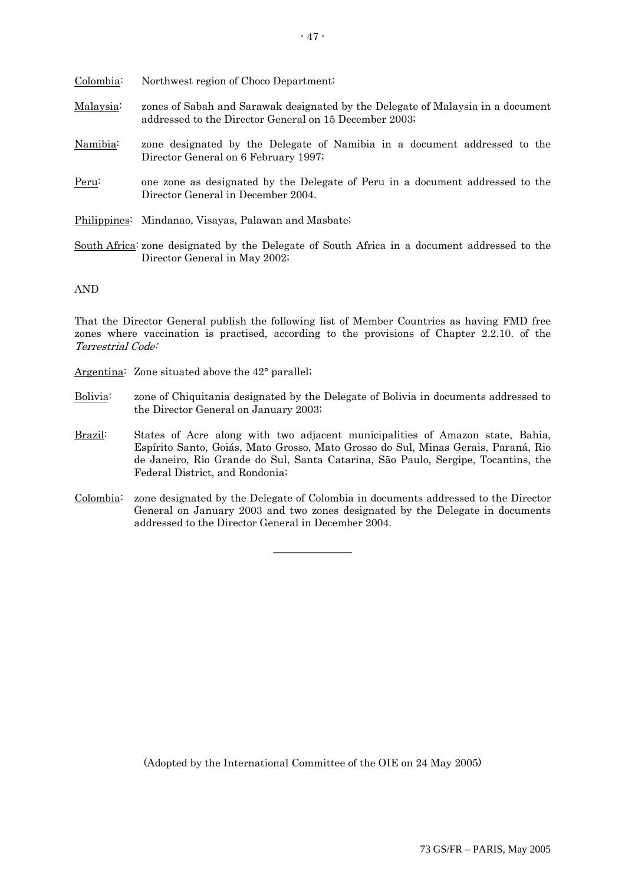Colombia: Northwest region of Choco Department;

Malaysia: zones of Sabah and Sarawak designated by the Delegate of Malaysia in a document addressed to the Director General on 15 December 2003;

Namibia: zone designated by the Delegate of Namibia in a document addressed to the Director General on 6 February 1997;

Peru: one zone as designated by the Delegate of Peru in a document addressed to the Director General in December 2004.

Philippines: Mindanao, Visayas, Palawan and Masbate;

South Africa: zone designated by the Delegate of South Africa in a document addressed to the Director General in May 2002;

AND

That the Director General publish the following list of Member Countries as having FMD free zones where vaccination is practised, according to the provisions of Chapter 2.2.10. of the *Terrestrial Code:*

Argentina: Zone situated above the 42° parallel;

Bolivia: zone of Chiquitania designated by the Delegate of Bolivia in documents addressed to the Director General on January 2003;

Brazil: States of Acre along with two adjacent municipalities of Amazon state, Bahia, Espírito Santo, Goiás, Mato Grosso, Mato Grosso do Sul, Minas Gerais, Paraná, Rio de Janeiro, Rio Grande do Sul, Santa Catarina, São Paulo, Sergipe, Tocantins, the Federal District, and Rondonia;

Colombia: zone designated by the Delegate of Colombia in documents addressed to the Director General on January 2003 and two zones designated by the Delegate in documents addressed to the Director General in December 2004.

---

(Adopted by the International Committee of the OIE on 24 May 2005)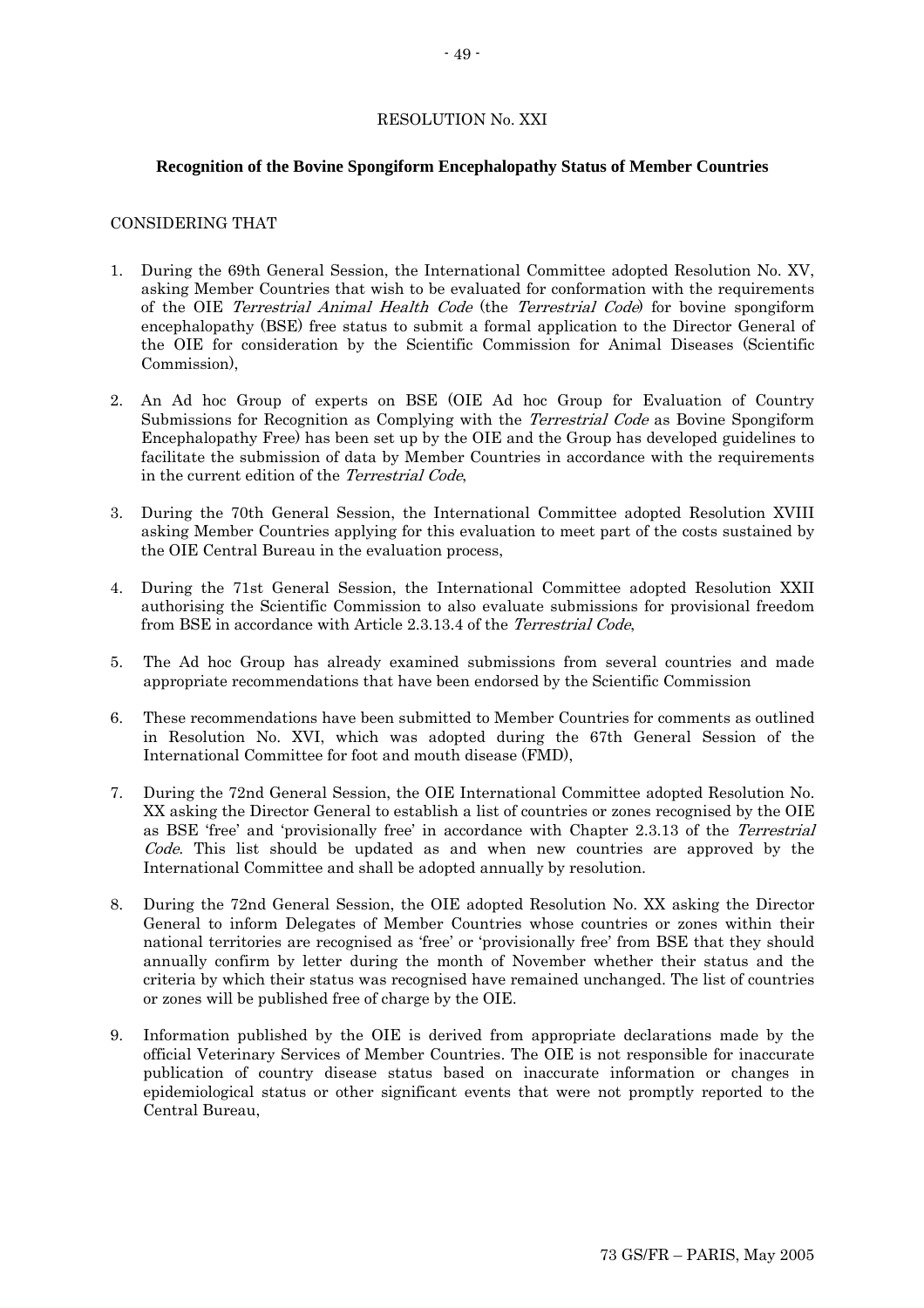RESOLUTION No. XXI

**Recognition of the Bovine Spongiform Encephalopathy Status of Member Countries**

CONSIDERING THAT

1. During the 69th General Session, the International Committee adopted Resolution No. XV, asking Member Countries that wish to be evaluated for conformation with the requirements of the OIE *Terrestrial Animal Health Code* (the *Terrestrial Code*) for bovine spongiform encephalopathy (BSE) free status to submit a formal application to the Director General of the OIE for consideration by the Scientific Commission for Animal Diseases (Scientific Commission),

2. An Ad hoc Group of experts on BSE (OIE Ad hoc Group for Evaluation of Country Submissions for Recognition as Complying with the *Terrestrial Code* as Bovine Spongiform Encephalopathy Free) has been set up by the OIE and the Group has developed guidelines to facilitate the submission of data by Member Countries in accordance with the requirements in the current edition of the *Terrestrial Code*,

3. During the 70th General Session, the International Committee adopted Resolution XVIII asking Member Countries applying for this evaluation to meet part of the costs sustained by the OIE Central Bureau in the evaluation process,

4. During the 71st General Session, the International Committee adopted Resolution XXII authorising the Scientific Commission to also evaluate submissions for provisional freedom from BSE in accordance with Article 2.3.13.4 of the *Terrestrial Code*,

5. The Ad hoc Group has already examined submissions from several countries and made appropriate recommendations that have been endorsed by the Scientific Commission

6. These recommendations have been submitted to Member Countries for comments as outlined in Resolution No. XVI, which was adopted during the 67th General Session of the International Committee for foot and mouth disease (FMD),

7. During the 72nd General Session, the OIE International Committee adopted Resolution No. XX asking the Director General to establish a list of countries or zones recognised by the OIE as BSE 'free' and 'provisionally free' in accordance with Chapter 2.3.13 of the *Terrestrial Code*. This list should be updated as and when new countries are approved by the International Committee and shall be adopted annually by resolution.

8. During the 72nd General Session, the OIE adopted Resolution No. XX asking the Director General to inform Delegates of Member Countries whose countries or zones within their national territories are recognised as 'free' or 'provisionally free' from BSE that they should annually confirm by letter during the month of November whether their status and the criteria by which their status was recognised have remained unchanged. The list of countries or zones will be published free of charge by the OIE.

9. Information published by the OIE is derived from appropriate declarations made by the official Veterinary Services of Member Countries. The OIE is not responsible for inaccurate publication of country disease status based on inaccurate information or changes in epidemiological status or other significant events that were not promptly reported to the Central Bureau,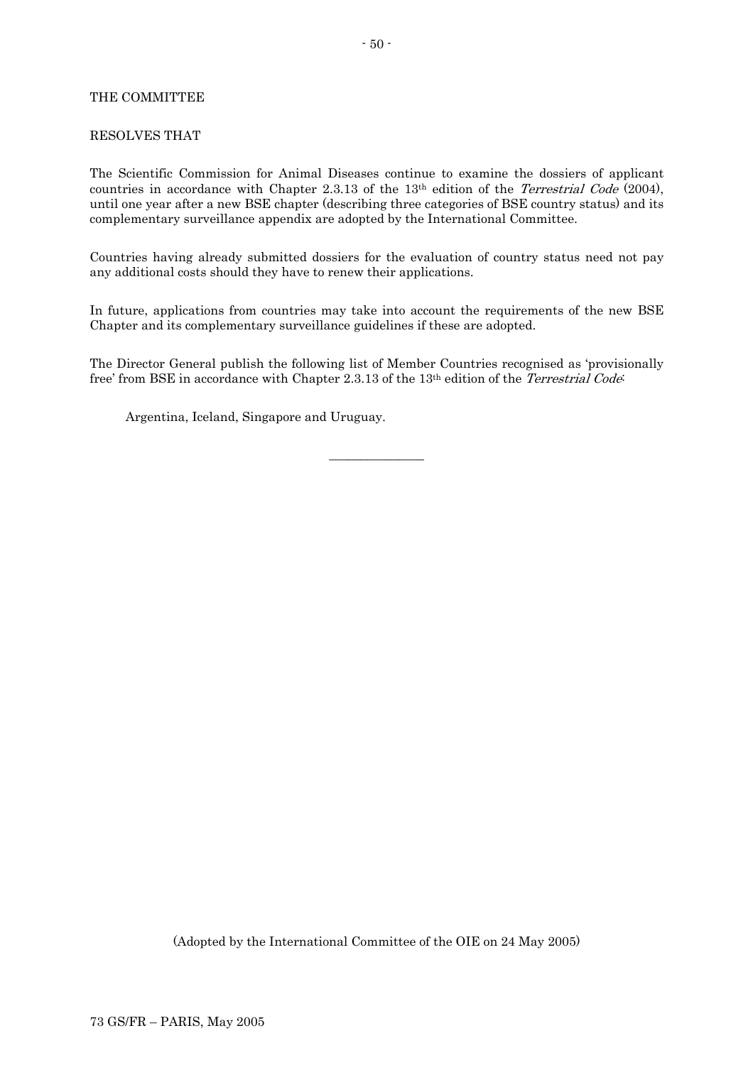THE COMMITTEE

RESOLVES THAT

The Scientific Commission for Animal Diseases continue to examine the dossiers of applicant countries in accordance with Chapter 2.3.13 of the 13th edition of the *Terrestrial Code* (2004), until one year after a new BSE chapter (describing three categories of BSE country status) and its complementary surveillance appendix are adopted by the International Committee.

Countries having already submitted dossiers for the evaluation of country status need not pay any additional costs should they have to renew their applications.

In future, applications from countries may take into account the requirements of the new BSE Chapter and its complementary surveillance guidelines if these are adopted.

The Director General publish the following list of Member Countries recognised as 'provisionally free' from BSE in accordance with Chapter 2.3.13 of the 13th edition of the *Terrestrial Code*:

Argentina, Iceland, Singapore and Uruguay.

---

(Adopted by the International Committee of the OIE on 24 May 2005)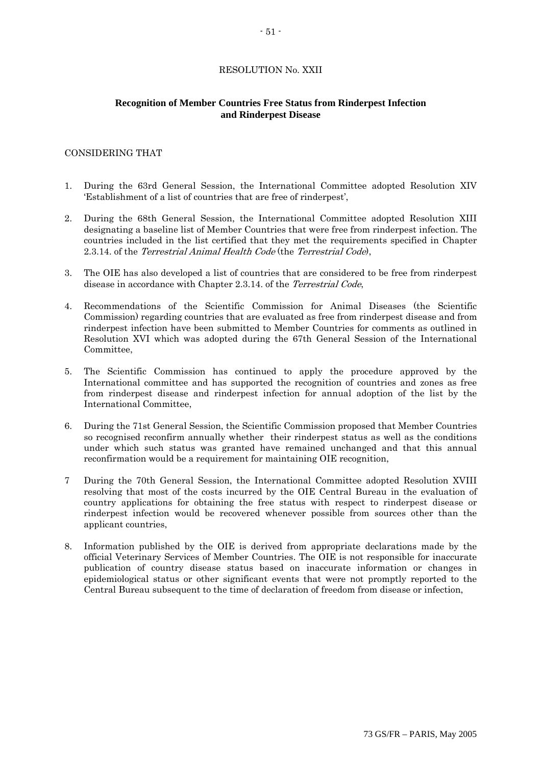RESOLUTION No. XXII

## Recognition of Member Countries Free Status from Rinderpest Infection and Rinderpest Disease

CONSIDERING THAT

1. During the 63rd General Session, the International Committee adopted Resolution XIV 'Establishment of a list of countries that are free of rinderpest',

2. During the 68th General Session, the International Committee adopted Resolution XIII designating a baseline list of Member Countries that were free from rinderpest infection. The countries included in the list certified that they met the requirements specified in Chapter 2.3.14. of the *Terrestrial Animal Health Code* (the *Terrestrial Code*),

3. The OIE has also developed a list of countries that are considered to be free from rinderpest disease in accordance with Chapter 2.3.14. of the *Terrestrial Code*,

4. Recommendations of the Scientific Commission for Animal Diseases (the Scientific Commission) regarding countries that are evaluated as free from rinderpest disease and from rinderpest infection have been submitted to Member Countries for comments as outlined in Resolution XVI which was adopted during the 67th General Session of the International Committee,

5. The Scientific Commission has continued to apply the procedure approved by the International committee and has supported the recognition of countries and zones as free from rinderpest disease and rinderpest infection for annual adoption of the list by the International Committee,

6. During the 71st General Session, the Scientific Commission proposed that Member Countries so recognised reconfirm annually whether their rinderpest status as well as the conditions under which such status was granted have remained unchanged and that this annual reconfirmation would be a requirement for maintaining OIE recognition,

7 During the 70th General Session, the International Committee adopted Resolution XVIII resolving that most of the costs incurred by the OIE Central Bureau in the evaluation of country applications for obtaining the free status with respect to rinderpest disease or rinderpest infection would be recovered whenever possible from sources other than the applicant countries,

8. Information published by the OIE is derived from appropriate declarations made by the official Veterinary Services of Member Countries. The OIE is not responsible for inaccurate publication of country disease status based on inaccurate information or changes in epidemiological status or other significant events that were not promptly reported to the Central Bureau subsequent to the time of declaration of freedom from disease or infection,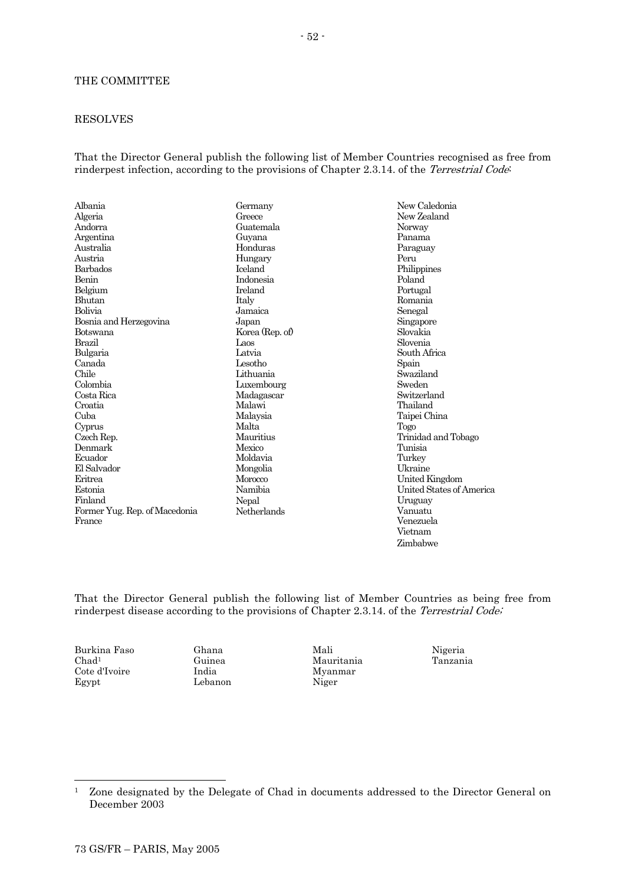THE COMMITTEE

RESOLVES

That the Director General publish the following list of Member Countries recognised as free from rinderpest infection, according to the provisions of Chapter 2.3.14. of the *Terrestrial Code*:

Albania
Algeria
Andorra
Argentina
Australia
Austria
Barbados
Benin
Belgium
Bhutan
Bolivia
Bosnia and Herzegovina
Botswana
Brazil
Bulgaria
Canada
Chile
Colombia
Costa Rica
Croatia
Cuba
Cyprus
Czech Rep.
Denmark
Ecuador
El Salvador
Eritrea
Estonia
Finland
Former Yug. Rep. of Macedonia
France
Germany
Greece
Guatemala
Guyana
Honduras
Hungary
Iceland
Indonesia
Ireland
Italy
Jamaica
Japan
Korea (Rep. of)
Laos
Latvia
Lesotho
Lithuania
Luxembourg
Madagascar
Malawi
Malaysia
Malta
Mauritius
Mexico
Moldavia
Mongolia
Morocco
Namibia
Nepal
Netherlands
New Caledonia
New Zealand
Norway
Panama
Paraguay
Peru
Philippines
Poland
Portugal
Romania
Senegal
Singapore
Slovakia
Slovenia
South Africa
Spain
Swaziland
Sweden
Switzerland
Thailand
Taipei China
Togo
Trinidad and Tobago
Tunisia
Turkey
Ukraine
United Kingdom
United States of America
Uruguay
Vanuatu
Venezuela
Vietnam
Zimbabwe

That the Director General publish the following list of Member Countries as being free from rinderpest disease according to the provisions of Chapter 2.3.14. of the *Terrestrial Code;*

Burkina Faso
Chad[1]
Cote d'Ivoire
Egypt
Ghana
Guinea
India
Lebanon
Mali
Mauritania
Myanmar
Niger
Nigeria
Tanzania

[1] Zone designated by the Delegate of Chad in documents addressed to the Director General on December 2003

73 GS/FR – PARIS, May 2005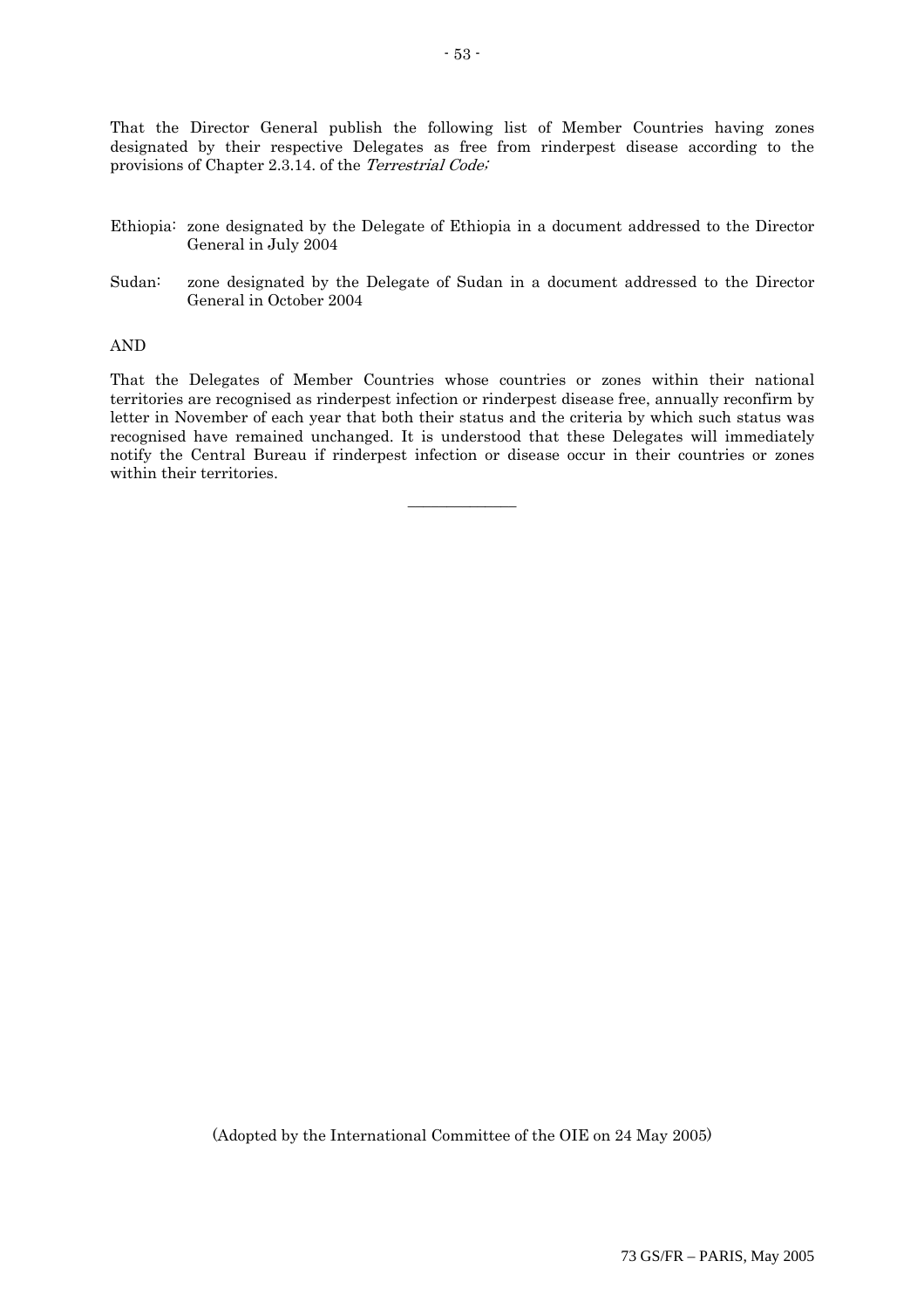That the Director General publish the following list of Member Countries having zones designated by their respective Delegates as free from rinderpest disease according to the provisions of Chapter 2.3.14. of the *Terrestrial Code;*

Ethiopia: zone designated by the Delegate of Ethiopia in a document addressed to the Director General in July 2004

Sudan: zone designated by the Delegate of Sudan in a document addressed to the Director General in October 2004

AND

That the Delegates of Member Countries whose countries or zones within their national territories are recognised as rinderpest infection or rinderpest disease free, annually reconfirm by letter in November of each year that both their status and the criteria by which such status was recognised have remained unchanged. It is understood that these Delegates will immediately notify the Central Bureau if rinderpest infection or disease occur in their countries or zones within their territories.

---

(Adopted by the International Committee of the OIE on 24 May 2005)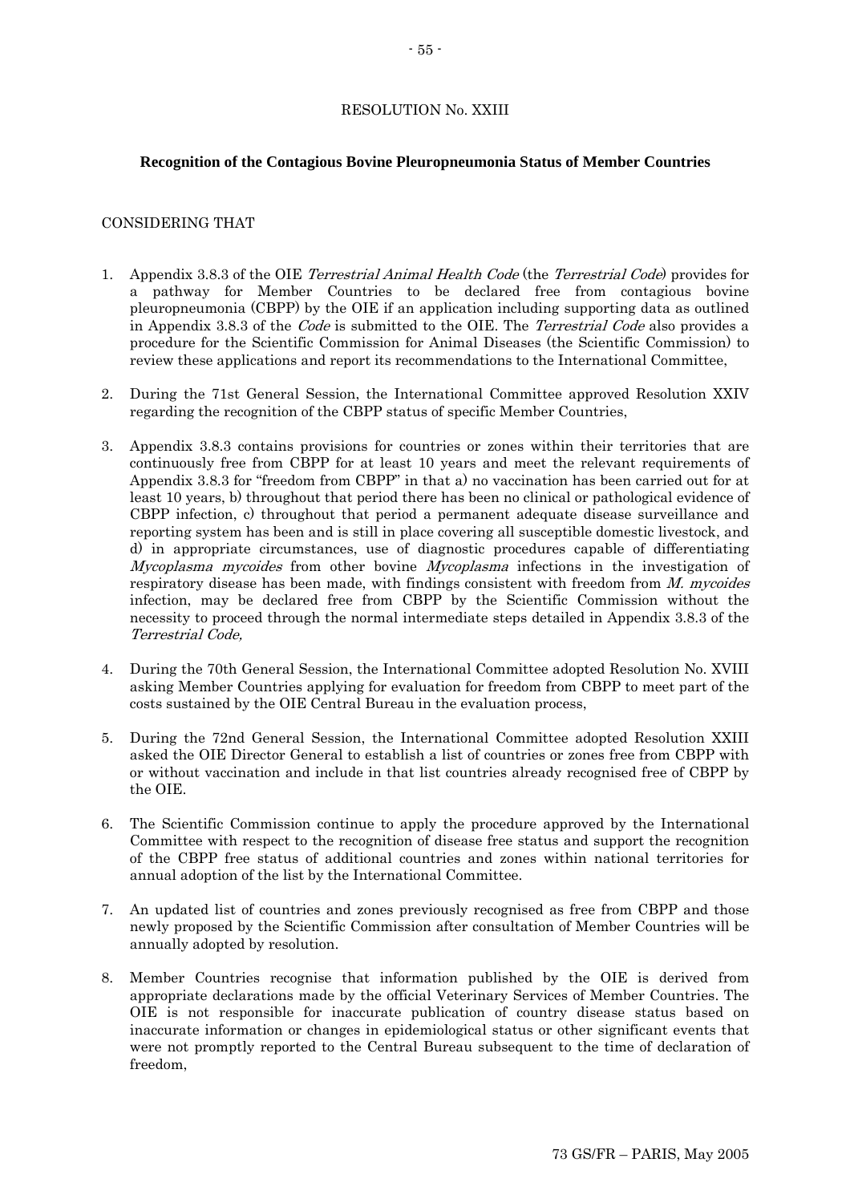RESOLUTION No. XXIII

**Recognition of the Contagious Bovine Pleuropneumonia Status of Member Countries**

CONSIDERING THAT

1. Appendix 3.8.3 of the OIE *Terrestrial Animal Health Code* (the *Terrestrial Code*) provides for a pathway for Member Countries to be declared free from contagious bovine pleuropneumonia (CBPP) by the OIE if an application including supporting data as outlined in Appendix 3.8.3 of the *Code* is submitted to the OIE. The *Terrestrial Code* also provides a procedure for the Scientific Commission for Animal Diseases (the Scientific Commission) to review these applications and report its recommendations to the International Committee,

2. During the 71st General Session, the International Committee approved Resolution XXIV regarding the recognition of the CBPP status of specific Member Countries,

3. Appendix 3.8.3 contains provisions for countries or zones within their territories that are continuously free from CBPP for at least 10 years and meet the relevant requirements of Appendix 3.8.3 for "freedom from CBPP" in that a) no vaccination has been carried out for at least 10 years, b) throughout that period there has been no clinical or pathological evidence of CBPP infection, c) throughout that period a permanent adequate disease surveillance and reporting system has been and is still in place covering all susceptible domestic livestock, and d) in appropriate circumstances, use of diagnostic procedures capable of differentiating *Mycoplasma mycoides* from other bovine *Mycoplasma* infections in the investigation of respiratory disease has been made, with findings consistent with freedom from *M. mycoides* infection, may be declared free from CBPP by the Scientific Commission without the necessity to proceed through the normal intermediate steps detailed in Appendix 3.8.3 of the *Terrestrial Code,*

4. During the 70th General Session, the International Committee adopted Resolution No. XVIII asking Member Countries applying for evaluation for freedom from CBPP to meet part of the costs sustained by the OIE Central Bureau in the evaluation process,

5. During the 72nd General Session, the International Committee adopted Resolution XXIII asked the OIE Director General to establish a list of countries or zones free from CBPP with or without vaccination and include in that list countries already recognised free of CBPP by the OIE.

6. The Scientific Commission continue to apply the procedure approved by the International Committee with respect to the recognition of disease free status and support the recognition of the CBPP free status of additional countries and zones within national territories for annual adoption of the list by the International Committee.

7. An updated list of countries and zones previously recognised as free from CBPP and those newly proposed by the Scientific Commission after consultation of Member Countries will be annually adopted by resolution.

8. Member Countries recognise that information published by the OIE is derived from appropriate declarations made by the official Veterinary Services of Member Countries. The OIE is not responsible for inaccurate publication of country disease status based on inaccurate information or changes in epidemiological status or other significant events that were not promptly reported to the Central Bureau subsequent to the time of declaration of freedom,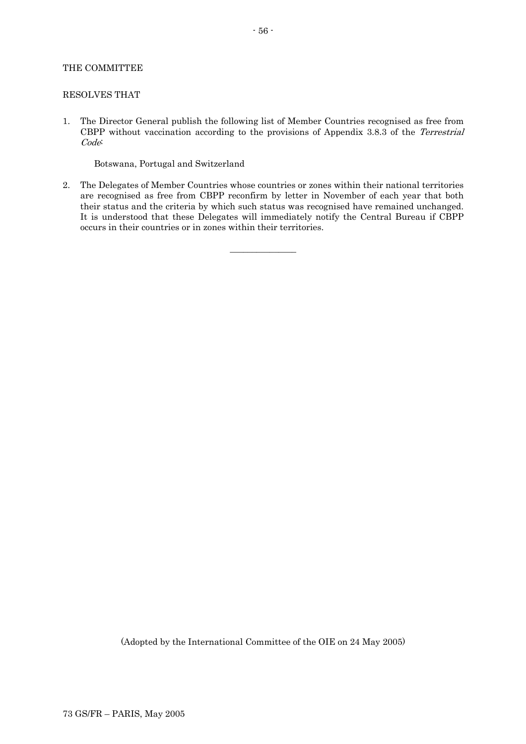THE COMMITTEE

RESOLVES THAT

1. The Director General publish the following list of Member Countries recognised as free from CBPP without vaccination according to the provisions of Appendix 3.8.3 of the *Terrestrial Code*:

   Botswana, Portugal and Switzerland

2. The Delegates of Member Countries whose countries or zones within their national territories are recognised as free from CBPP reconfirm by letter in November of each year that both their status and the criteria by which such status was recognised have remained unchanged. It is understood that these Delegates will immediately notify the Central Bureau if CBPP occurs in their countries or in zones within their territories.

---

(Adopted by the International Committee of the OIE on 24 May 2005)

73 GS/FR – PARIS, May 2005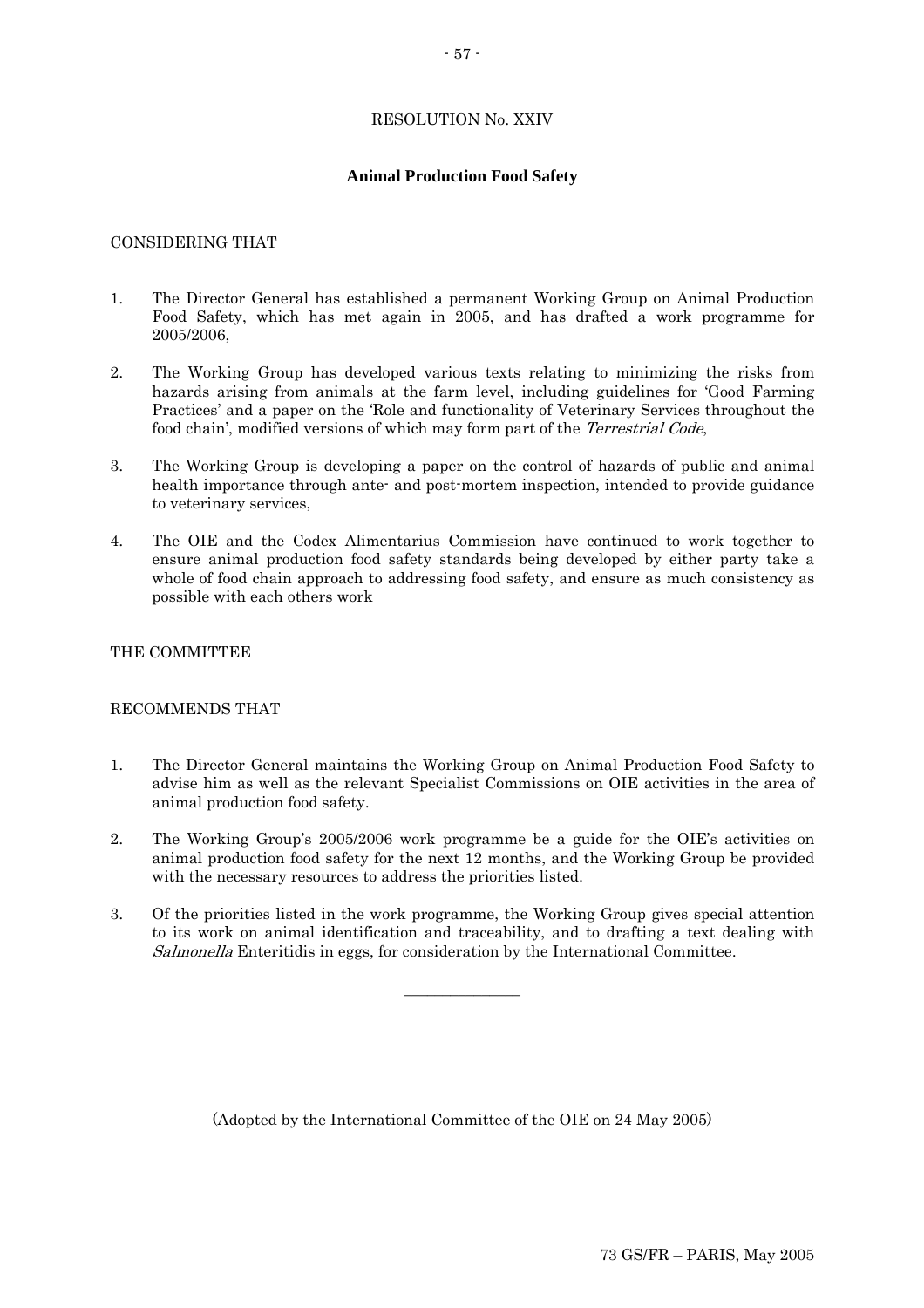RESOLUTION No. XXIV

## Animal Production Food Safety

CONSIDERING THAT

1. The Director General has established a permanent Working Group on Animal Production Food Safety, which has met again in 2005, and has drafted a work programme for 2005/2006,

2. The Working Group has developed various texts relating to minimizing the risks from hazards arising from animals at the farm level, including guidelines for 'Good Farming Practices' and a paper on the 'Role and functionality of Veterinary Services throughout the food chain', modified versions of which may form part of the *Terrestrial Code*,

3. The Working Group is developing a paper on the control of hazards of public and animal health importance through ante- and post-mortem inspection, intended to provide guidance to veterinary services,

4. The OIE and the Codex Alimentarius Commission have continued to work together to ensure animal production food safety standards being developed by either party take a whole of food chain approach to addressing food safety, and ensure as much consistency as possible with each others work

THE COMMITTEE

RECOMMENDS THAT

1. The Director General maintains the Working Group on Animal Production Food Safety to advise him as well as the relevant Specialist Commissions on OIE activities in the area of animal production food safety.

2. The Working Group's 2005/2006 work programme be a guide for the OIE's activities on animal production food safety for the next 12 months, and the Working Group be provided with the necessary resources to address the priorities listed.

3. Of the priorities listed in the work programme, the Working Group gives special attention to its work on animal identification and traceability, and to drafting a text dealing with *Salmonella* Enteritidis in eggs, for consideration by the International Committee.

---

(Adopted by the International Committee of the OIE on 24 May 2005)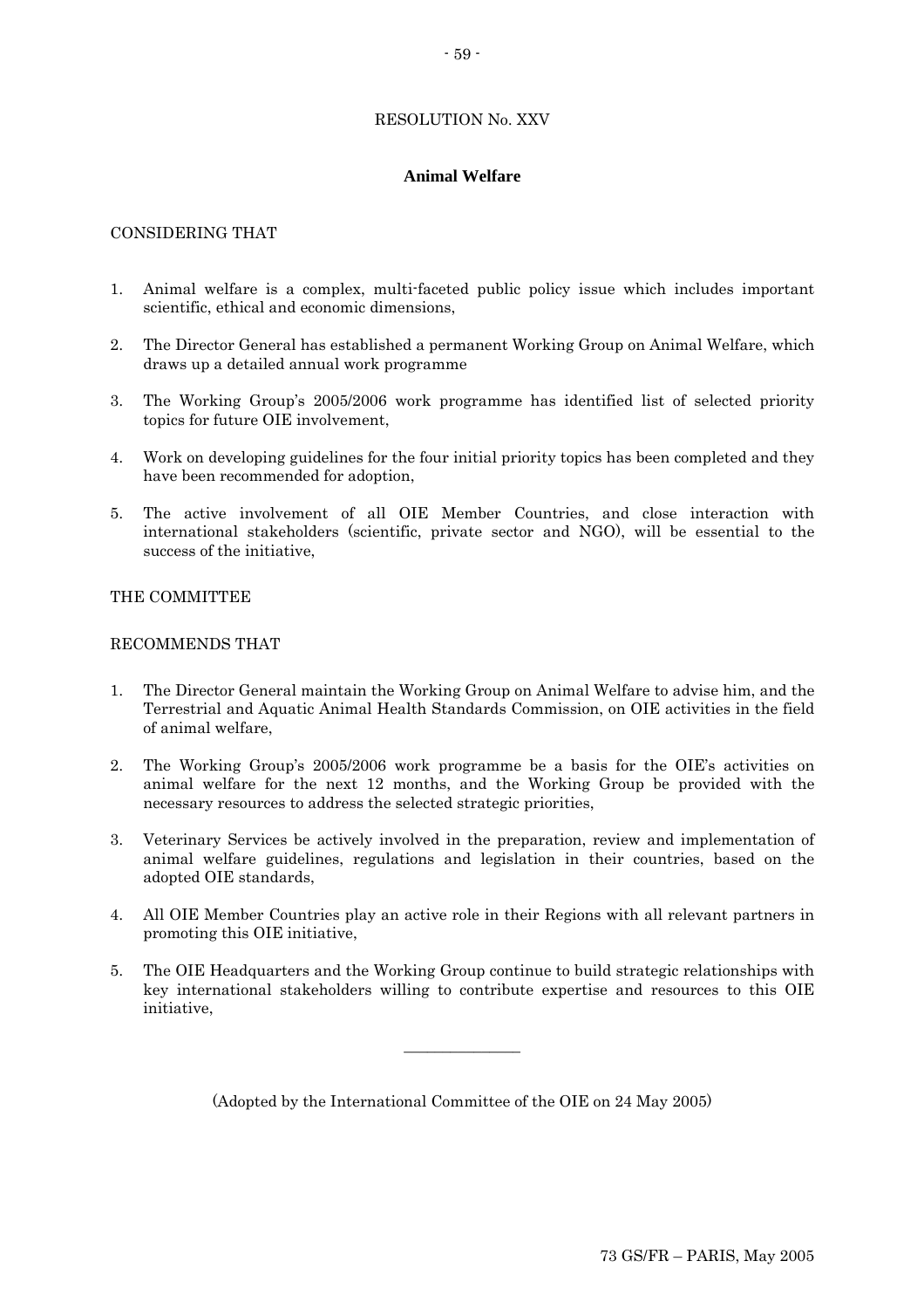# RESOLUTION No. XXV

## Animal Welfare

CONSIDERING THAT

1. Animal welfare is a complex, multi-faceted public policy issue which includes important scientific, ethical and economic dimensions,

2. The Director General has established a permanent Working Group on Animal Welfare, which draws up a detailed annual work programme

3. The Working Group's 2005/2006 work programme has identified list of selected priority topics for future OIE involvement,

4. Work on developing guidelines for the four initial priority topics has been completed and they have been recommended for adoption,

5. The active involvement of all OIE Member Countries, and close interaction with international stakeholders (scientific, private sector and NGO), will be essential to the success of the initiative,

THE COMMITTEE

RECOMMENDS THAT

1. The Director General maintain the Working Group on Animal Welfare to advise him, and the Terrestrial and Aquatic Animal Health Standards Commission, on OIE activities in the field of animal welfare,

2. The Working Group's 2005/2006 work programme be a basis for the OIE's activities on animal welfare for the next 12 months, and the Working Group be provided with the necessary resources to address the selected strategic priorities,

3. Veterinary Services be actively involved in the preparation, review and implementation of animal welfare guidelines, regulations and legislation in their countries, based on the adopted OIE standards,

4. All OIE Member Countries play an active role in their Regions with all relevant partners in promoting this OIE initiative,

5. The OIE Headquarters and the Working Group continue to build strategic relationships with key international stakeholders willing to contribute expertise and resources to this OIE initiative,

---

(Adopted by the International Committee of the OIE on 24 May 2005)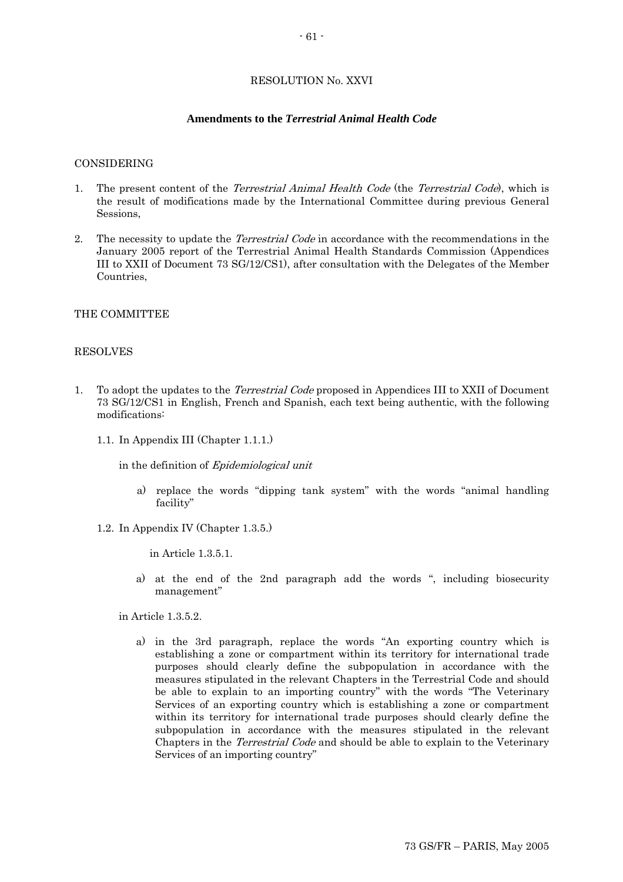# RESOLUTION No. XXVI

## Amendments to the *Terrestrial Animal Health Code*

CONSIDERING

1. The present content of the *Terrestrial Animal Health Code* (the *Terrestrial Code*), which is the result of modifications made by the International Committee during previous General Sessions,

2. The necessity to update the *Terrestrial Code* in accordance with the recommendations in the January 2005 report of the Terrestrial Animal Health Standards Commission (Appendices III to XXII of Document 73 SG/12/CS1), after consultation with the Delegates of the Member Countries,

THE COMMITTEE

RESOLVES

1. To adopt the updates to the *Terrestrial Code* proposed in Appendices III to XXII of Document 73 SG/12/CS1 in English, French and Spanish, each text being authentic, with the following modifications:

   1.1. In Appendix III (Chapter 1.1.1.)

   in the definition of *Epidemiological unit*

   a) replace the words "dipping tank system" with the words "animal handling facility"

   1.2. In Appendix IV (Chapter 1.3.5.)

   in Article 1.3.5.1.

   a) at the end of the 2nd paragraph add the words ", including biosecurity management"

   in Article 1.3.5.2.

   a) in the 3rd paragraph, replace the words "An exporting country which is establishing a zone or compartment within its territory for international trade purposes should clearly define the subpopulation in accordance with the measures stipulated in the relevant Chapters in the Terrestrial Code and should be able to explain to an importing country" with the words "The Veterinary Services of an exporting country which is establishing a zone or compartment within its territory for international trade purposes should clearly define the subpopulation in accordance with the measures stipulated in the relevant Chapters in the *Terrestrial Code* and should be able to explain to the Veterinary Services of an importing country"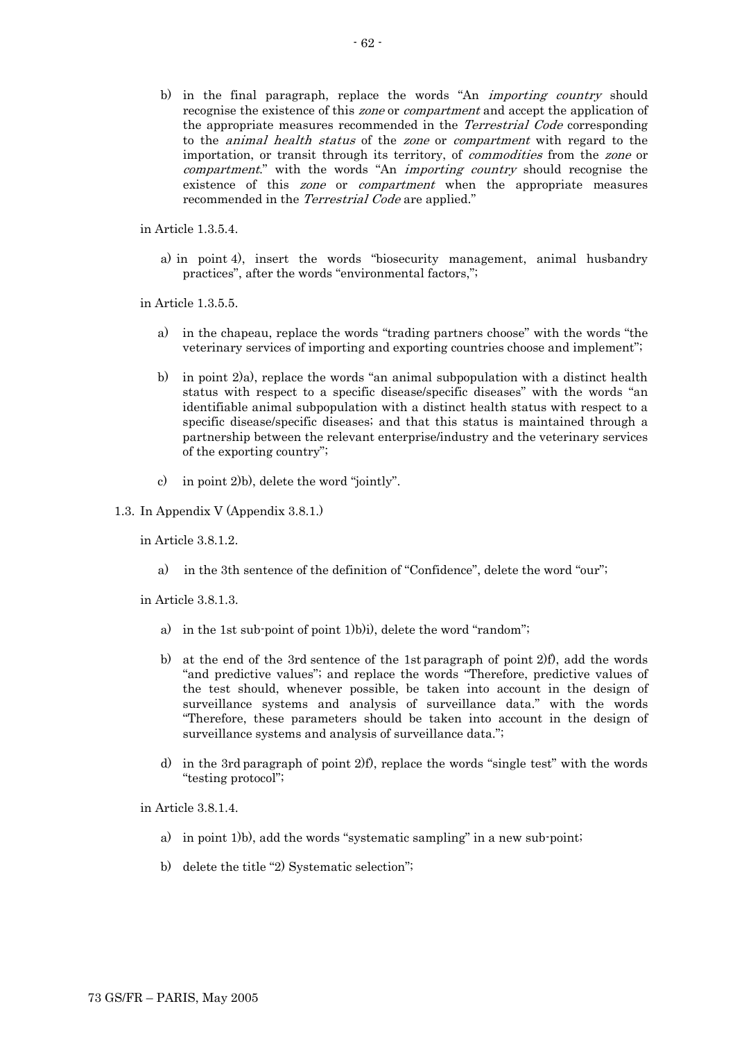b) in the final paragraph, replace the words "An *importing country* should recognise the existence of this *zone* or *compartment* and accept the application of the appropriate measures recommended in the *Terrestrial Code* corresponding to the *animal health status* of the *zone* or *compartment* with regard to the importation, or transit through its territory, of *commodities* from the *zone* or *compartment*." with the words "An *importing country* should recognise the existence of this *zone* or *compartment* when the appropriate measures recommended in the *Terrestrial Code* are applied."

in Article 1.3.5.4.

a) in point 4), insert the words "biosecurity management, animal husbandry practices", after the words "environmental factors,";

in Article 1.3.5.5.

a) in the chapeau, replace the words "trading partners choose" with the words "the veterinary services of importing and exporting countries choose and implement";

b) in point 2)a), replace the words "an animal subpopulation with a distinct health status with respect to a specific disease/specific diseases" with the words "an identifiable animal subpopulation with a distinct health status with respect to a specific disease/specific diseases; and that this status is maintained through a partnership between the relevant enterprise/industry and the veterinary services of the exporting country";

c) in point 2)b), delete the word "jointly".

1.3. In Appendix V (Appendix 3.8.1.)

in Article 3.8.1.2.

a) in the 3th sentence of the definition of "Confidence", delete the word "our";

in Article 3.8.1.3.

a) in the 1st sub-point of point 1)b)i), delete the word "random";

b) at the end of the 3rd sentence of the 1st paragraph of point 2)f), add the words "and predictive values"; and replace the words "Therefore, predictive values of the test should, whenever possible, be taken into account in the design of surveillance systems and analysis of surveillance data." with the words "Therefore, these parameters should be taken into account in the design of surveillance systems and analysis of surveillance data.";

d) in the 3rd paragraph of point 2)f), replace the words "single test" with the words "testing protocol";

in Article 3.8.1.4.

a) in point 1)b), add the words "systematic sampling" in a new sub-point;

b) delete the title "2) Systematic selection";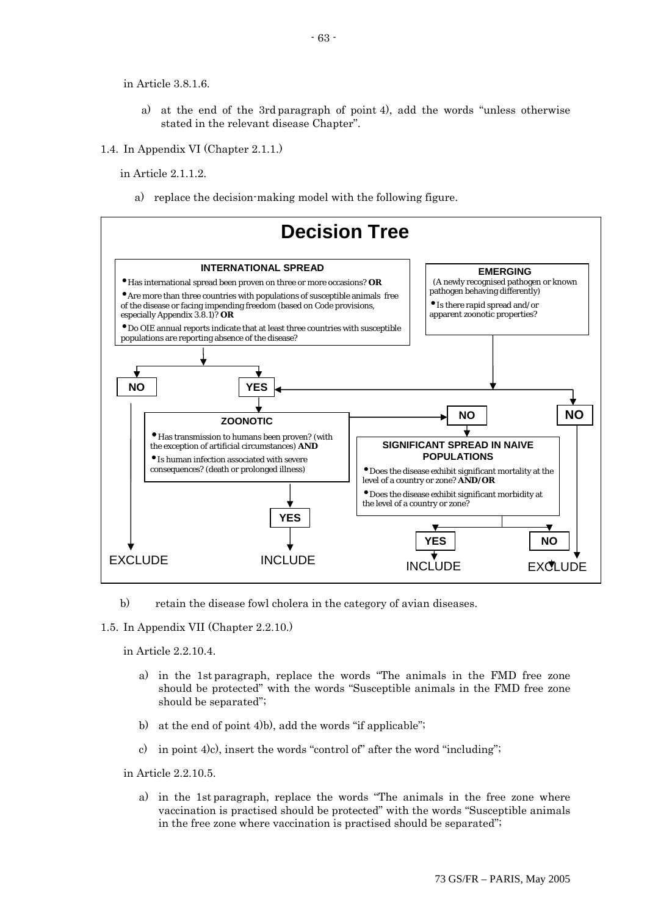in Article 3.8.1.6.

a) at the end of the 3rd paragraph of point 4), add the words "unless otherwise stated in the relevant disease Chapter".

1.4. In Appendix VI (Chapter 2.1.1.)

in Article 2.1.1.2.

a) replace the decision-making model with the following figure.

**Decision Tree**

**INTERNATIONAL SPREAD**

- Has international spread been proven on three or more occasions? **OR**
- Are more than three countries with populations of susceptible animals free of the disease or facing impending freedom (based on Code provisions, especially Appendix 3.8.1)? **OR**
- Do OIE annual reports indicate that at least three countries with susceptible populations are reporting absence of the disease?

**EMERGING**

(A newly recognised pathogen or known pathogen behaving differently)

- Is there rapid spread and/or apparent zoonotic properties?

**NO** → EXCLUDE

**YES** → ZOONOTIC

**ZOONOTIC**

- Has transmission to humans been proven? (with the exception of artificial circumstances) **AND**
- Is human infection associated with severe consequences? (death or prolonged illness)

**YES** → INCLUDE

**NO** → SIGNIFICANT SPREAD IN NAIVE POPULATIONS

**SIGNIFICANT SPREAD IN NAIVE POPULATIONS**

- Does the disease exhibit significant mortality at the level of a country or zone? **AND/OR**
- Does the disease exhibit significant morbidity at the level of a country or zone?

**YES** → INCLUDE

**NO** → EXCLUDE

(EMERGING: YES → ZOONOTIC; NO → EXCLUDE)

b) retain the disease fowl cholera in the category of avian diseases.

1.5. In Appendix VII (Chapter 2.2.10.)

in Article 2.2.10.4.

a) in the 1st paragraph, replace the words "The animals in the FMD free zone should be protected" with the words "Susceptible animals in the FMD free zone should be separated";

b) at the end of point 4)b), add the words "if applicable";

c) in point 4)c), insert the words "control of" after the word "including";

in Article 2.2.10.5.

a) in the 1st paragraph, replace the words "The animals in the free zone where vaccination is practised should be protected" with the words "Susceptible animals in the free zone where vaccination is practised should be separated";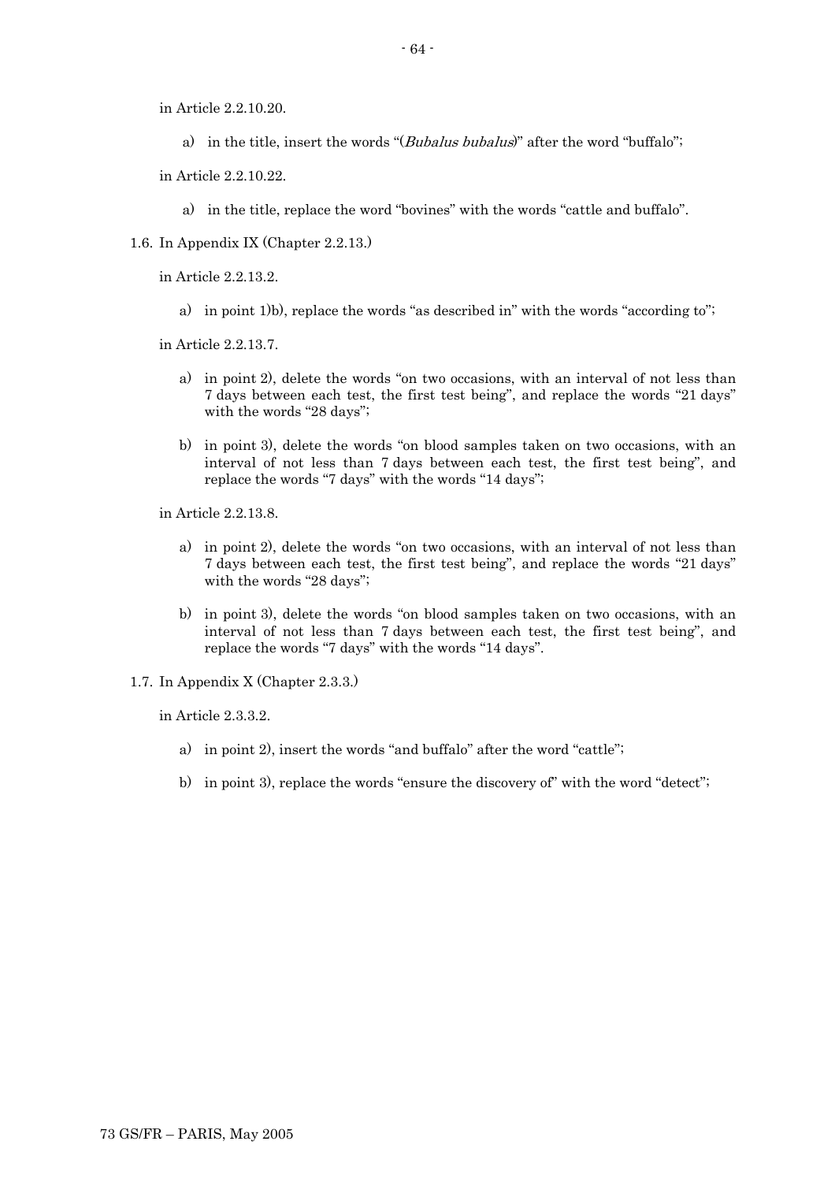in Article 2.2.10.20.

a) in the title, insert the words "(*Bubalus bubalus*)" after the word "buffalo";

in Article 2.2.10.22.

a) in the title, replace the word "bovines" with the words "cattle and buffalo".

1.6. In Appendix IX (Chapter 2.2.13.)

in Article 2.2.13.2.

a) in point 1)b), replace the words "as described in" with the words "according to";

in Article 2.2.13.7.

a) in point 2), delete the words "on two occasions, with an interval of not less than 7 days between each test, the first test being", and replace the words "21 days" with the words "28 days";

b) in point 3), delete the words "on blood samples taken on two occasions, with an interval of not less than 7 days between each test, the first test being", and replace the words "7 days" with the words "14 days";

in Article 2.2.13.8.

a) in point 2), delete the words "on two occasions, with an interval of not less than 7 days between each test, the first test being", and replace the words "21 days" with the words "28 days";

b) in point 3), delete the words "on blood samples taken on two occasions, with an interval of not less than 7 days between each test, the first test being", and replace the words "7 days" with the words "14 days".

1.7. In Appendix X (Chapter 2.3.3.)

in Article 2.3.3.2.

a) in point 2), insert the words "and buffalo" after the word "cattle";

b) in point 3), replace the words "ensure the discovery of" with the word "detect";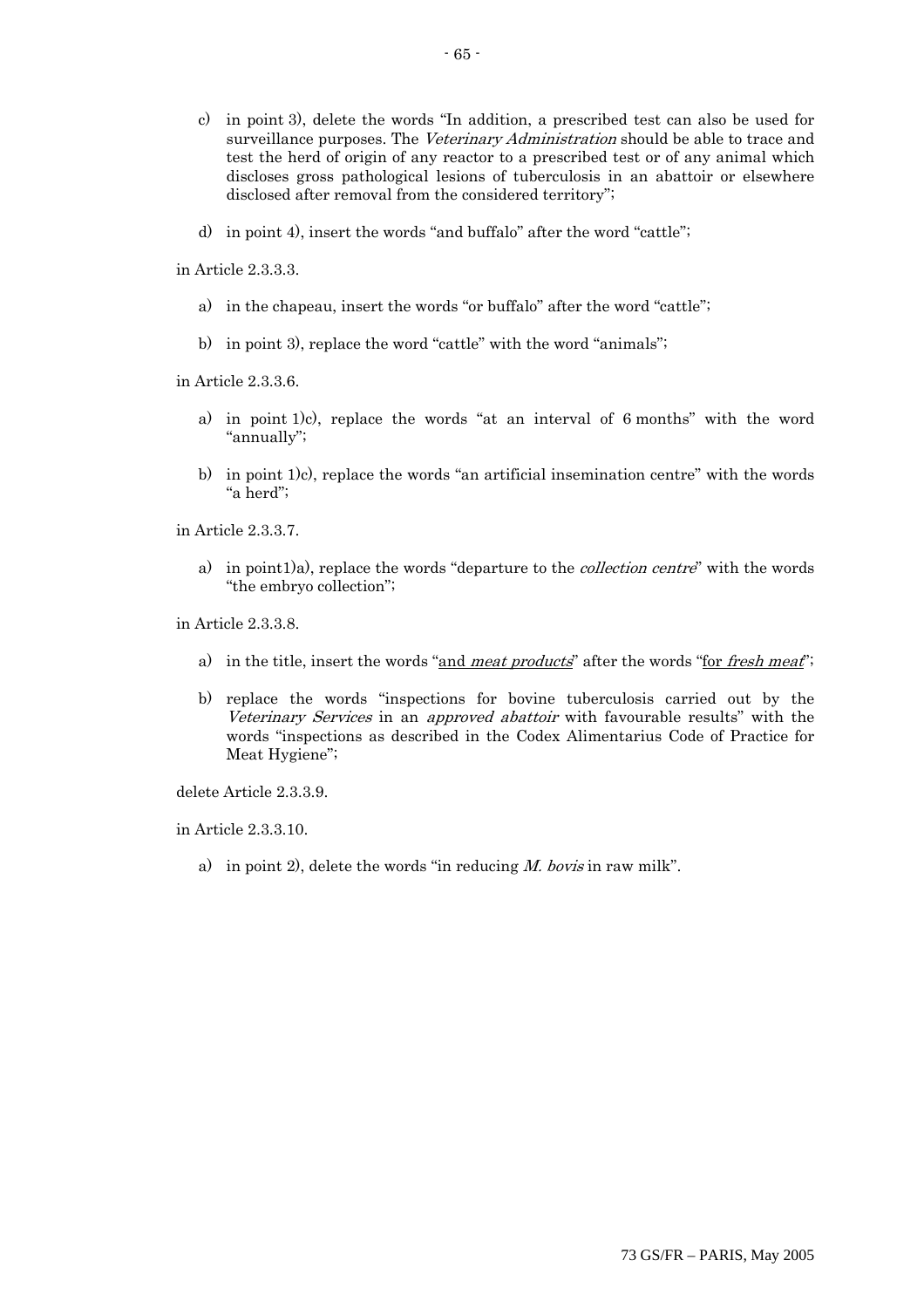c) in point 3), delete the words "In addition, a prescribed test can also be used for surveillance purposes. The *Veterinary Administration* should be able to trace and test the herd of origin of any reactor to a prescribed test or of any animal which discloses gross pathological lesions of tuberculosis in an abattoir or elsewhere disclosed after removal from the considered territory";

d) in point 4), insert the words "and buffalo" after the word "cattle";

in Article 2.3.3.3.

a) in the chapeau, insert the words "or buffalo" after the word "cattle";

b) in point 3), replace the word "cattle" with the word "animals";

in Article 2.3.3.6.

a) in point 1)c), replace the words "at an interval of 6 months" with the word "annually";

b) in point 1)c), replace the words "an artificial insemination centre" with the words "a herd";

in Article 2.3.3.7.

a) in point1)a), replace the words "departure to the *collection centre*" with the words "the embryo collection";

in Article 2.3.3.8.

a) in the title, insert the words "<u>and *meat products*</u>" after the words "<u>for *fresh meat*</u>";

b) replace the words "inspections for bovine tuberculosis carried out by the *Veterinary Services* in an *approved abattoir* with favourable results" with the words "inspections as described in the Codex Alimentarius Code of Practice for Meat Hygiene";

delete Article 2.3.3.9.

in Article 2.3.3.10.

a) in point 2), delete the words "in reducing *M. bovis* in raw milk".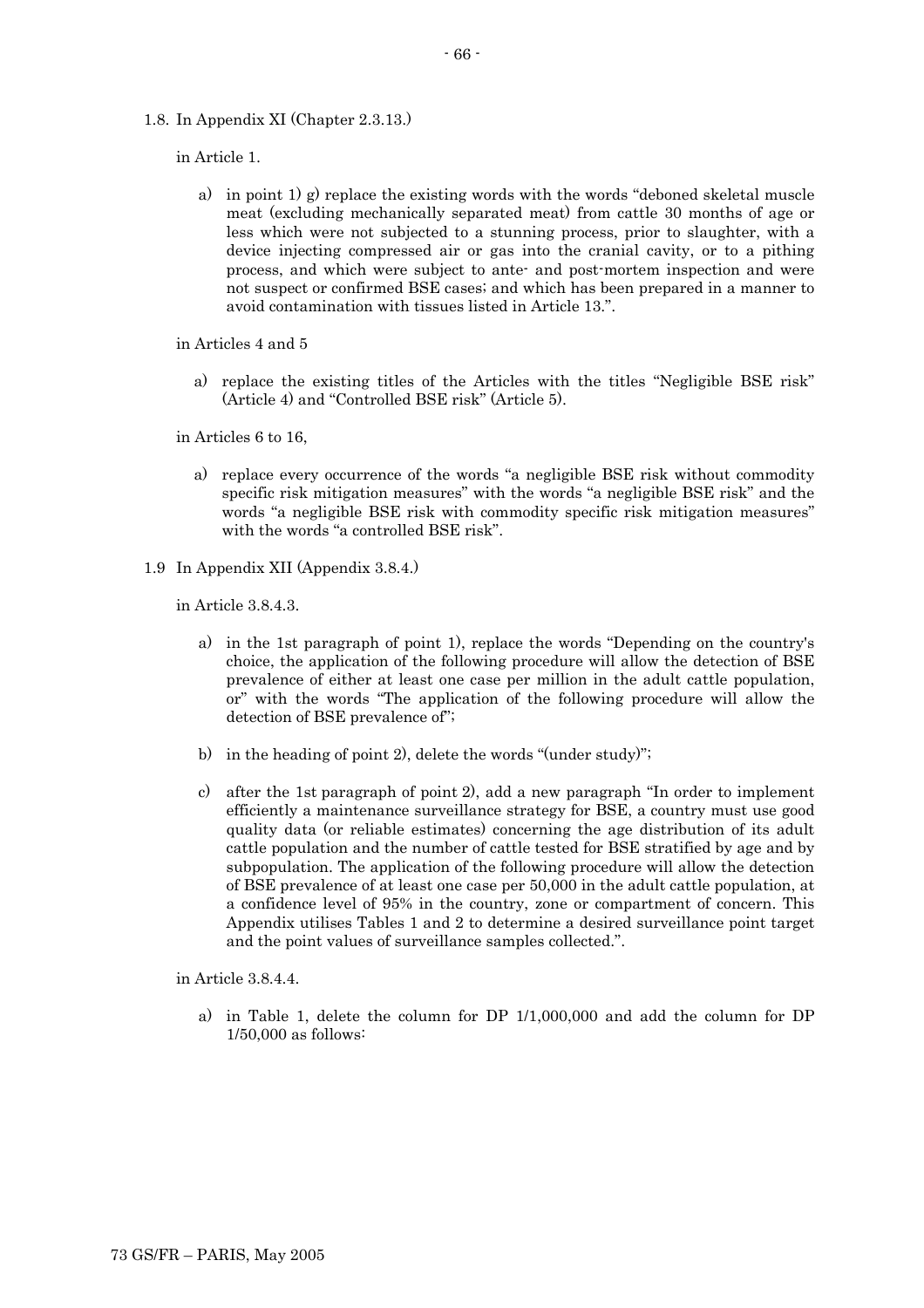1.8. In Appendix XI (Chapter 2.3.13.)

in Article 1.

a) in point 1) g) replace the existing words with the words "deboned skeletal muscle meat (excluding mechanically separated meat) from cattle 30 months of age or less which were not subjected to a stunning process, prior to slaughter, with a device injecting compressed air or gas into the cranial cavity, or to a pithing process, and which were subject to ante- and post-mortem inspection and were not suspect or confirmed BSE cases; and which has been prepared in a manner to avoid contamination with tissues listed in Article 13.".

in Articles 4 and 5

a) replace the existing titles of the Articles with the titles "Negligible BSE risk" (Article 4) and "Controlled BSE risk" (Article 5).

in Articles 6 to 16,

a) replace every occurrence of the words "a negligible BSE risk without commodity specific risk mitigation measures" with the words "a negligible BSE risk" and the words "a negligible BSE risk with commodity specific risk mitigation measures" with the words "a controlled BSE risk".

1.9 In Appendix XII (Appendix 3.8.4.)

in Article 3.8.4.3.

a) in the 1st paragraph of point 1), replace the words "Depending on the country's choice, the application of the following procedure will allow the detection of BSE prevalence of either at least one case per million in the adult cattle population, or" with the words "The application of the following procedure will allow the detection of BSE prevalence of";

b) in the heading of point 2), delete the words "(under study)";

c) after the 1st paragraph of point 2), add a new paragraph "In order to implement efficiently a maintenance surveillance strategy for BSE, a country must use good quality data (or reliable estimates) concerning the age distribution of its adult cattle population and the number of cattle tested for BSE stratified by age and by subpopulation. The application of the following procedure will allow the detection of BSE prevalence of at least one case per 50,000 in the adult cattle population, at a confidence level of 95% in the country, zone or compartment of concern. This Appendix utilises Tables 1 and 2 to determine a desired surveillance point target and the point values of surveillance samples collected.".

in Article 3.8.4.4.

a) in Table 1, delete the column for DP 1/1,000,000 and add the column for DP 1/50,000 as follows: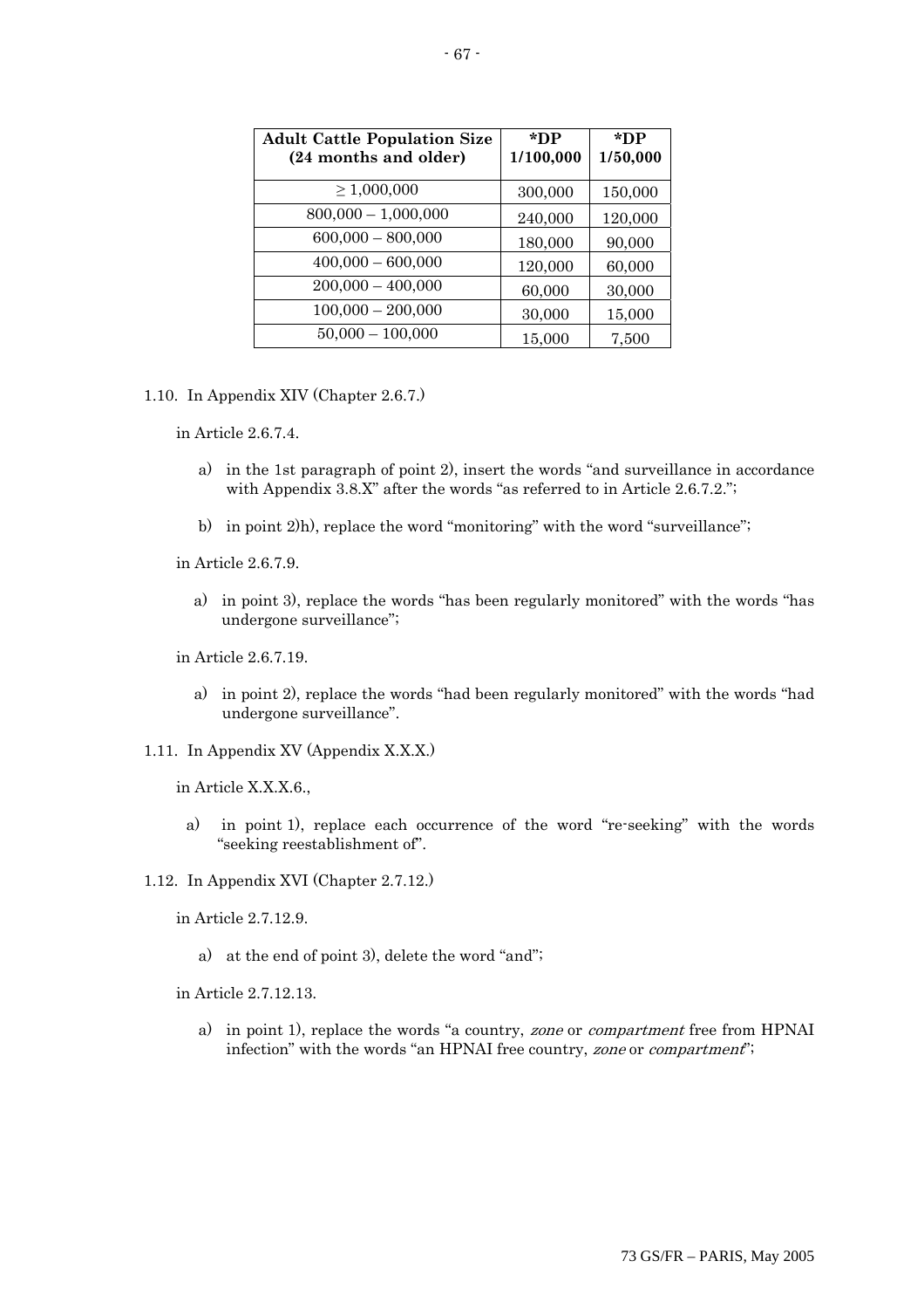| Adult Cattle Population Size (24 months and older) | *DP 1/100,000 | *DP 1/50,000 |
|---|---|---|
| ≥ 1,000,000 | 300,000 | 150,000 |
| 800,000 – 1,000,000 | 240,000 | 120,000 |
| 600,000 – 800,000 | 180,000 | 90,000 |
| 400,000 – 600,000 | 120,000 | 60,000 |
| 200,000 – 400,000 | 60,000 | 30,000 |
| 100,000 – 200,000 | 30,000 | 15,000 |
| 50,000 – 100,000 | 15,000 | 7,500 |

1.10. In Appendix XIV (Chapter 2.6.7.)

in Article 2.6.7.4.

a) in the 1st paragraph of point 2), insert the words "and surveillance in accordance with Appendix 3.8.X" after the words "as referred to in Article 2.6.7.2.";

b) in point 2)h), replace the word "monitoring" with the word "surveillance";

in Article 2.6.7.9.

a) in point 3), replace the words "has been regularly monitored" with the words "has undergone surveillance";

in Article 2.6.7.19.

a) in point 2), replace the words "had been regularly monitored" with the words "had undergone surveillance".

1.11. In Appendix XV (Appendix X.X.X.)

in Article X.X.X.6.,

a) in point 1), replace each occurrence of the word "re-seeking" with the words "seeking reestablishment of".

1.12. In Appendix XVI (Chapter 2.7.12.)

in Article 2.7.12.9.

a) at the end of point 3), delete the word "and";

in Article 2.7.12.13.

a) in point 1), replace the words "a country, *zone* or *compartment* free from HPNAI infection" with the words "an HPNAI free country, *zone* or *compartment*";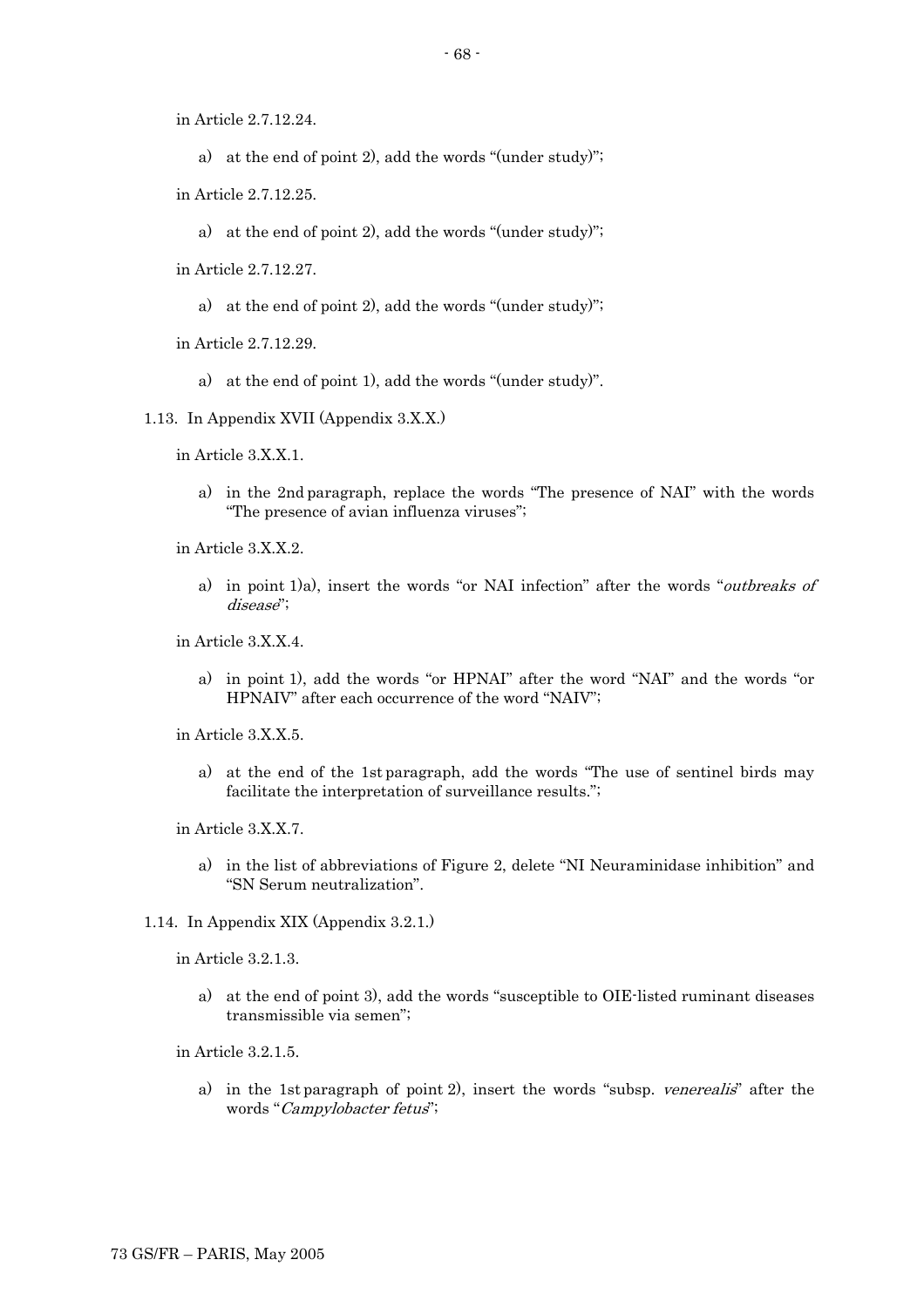in Article 2.7.12.24.

a) at the end of point 2), add the words "(under study)";

in Article 2.7.12.25.

a) at the end of point 2), add the words "(under study)";

in Article 2.7.12.27.

a) at the end of point 2), add the words "(under study)";

in Article 2.7.12.29.

a) at the end of point 1), add the words "(under study)".

1.13. In Appendix XVII (Appendix 3.X.X.)

in Article 3.X.X.1.

a) in the 2nd paragraph, replace the words "The presence of NAI" with the words "The presence of avian influenza viruses";

in Article 3.X.X.2.

a) in point 1)a), insert the words "or NAI infection" after the words "*outbreaks of disease*";

in Article 3.X.X.4.

a) in point 1), add the words "or HPNAI" after the word "NAI" and the words "or HPNAIV" after each occurrence of the word "NAIV";

in Article 3.X.X.5.

a) at the end of the 1st paragraph, add the words "The use of sentinel birds may facilitate the interpretation of surveillance results.";

in Article 3.X.X.7.

a) in the list of abbreviations of Figure 2, delete "NI Neuraminidase inhibition" and "SN Serum neutralization".

1.14. In Appendix XIX (Appendix 3.2.1.)

in Article 3.2.1.3.

a) at the end of point 3), add the words "susceptible to OIE-listed ruminant diseases transmissible via semen";

in Article 3.2.1.5.

a) in the 1st paragraph of point 2), insert the words "subsp. *venerealis*" after the words "*Campylobacter fetus*";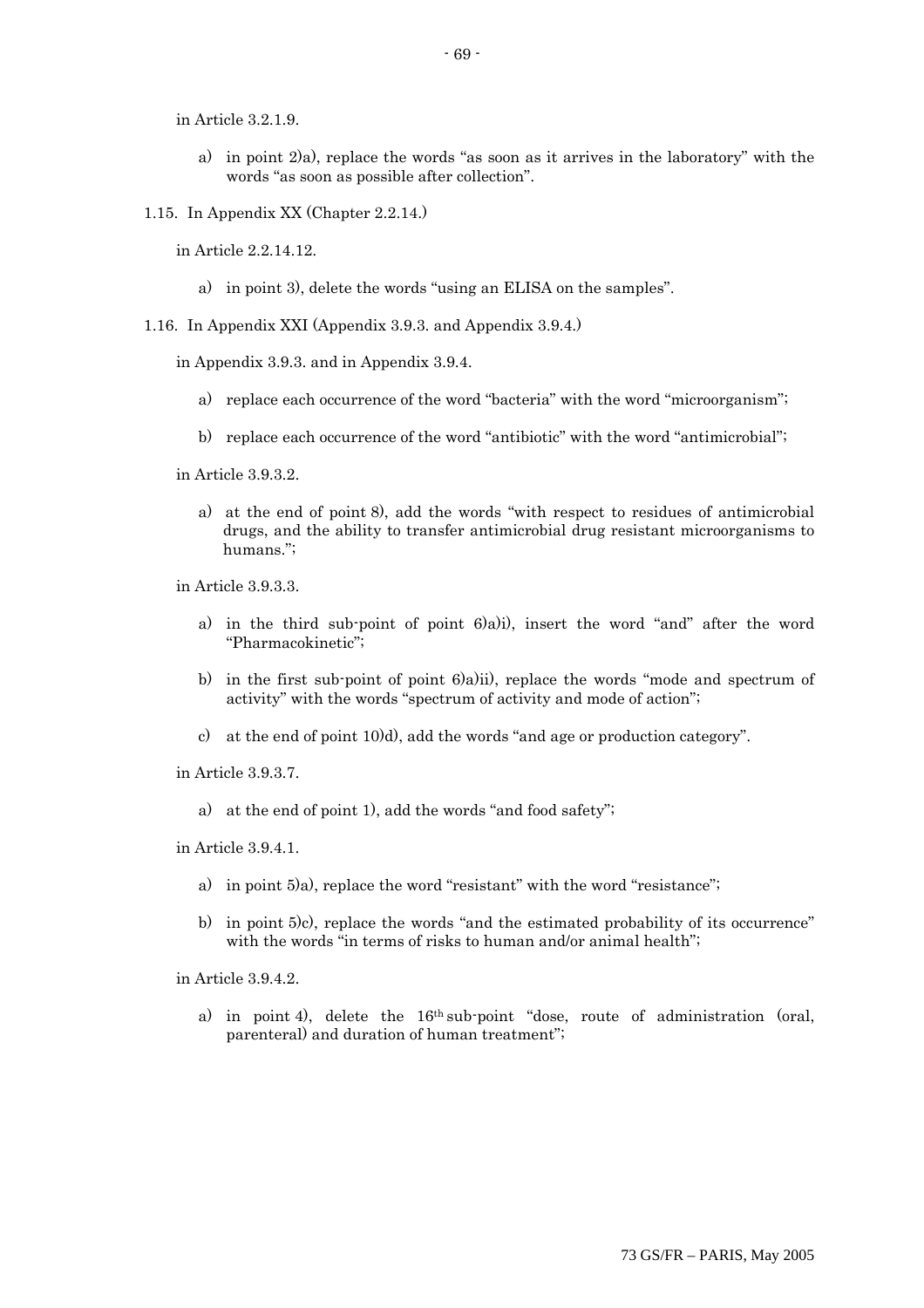in Article 3.2.1.9.

a) in point 2)a), replace the words “as soon as it arrives in the laboratory” with the words “as soon as possible after collection”.

1.15. In Appendix XX (Chapter 2.2.14.)

in Article 2.2.14.12.

a) in point 3), delete the words “using an ELISA on the samples”.

1.16. In Appendix XXI (Appendix 3.9.3. and Appendix 3.9.4.)

in Appendix 3.9.3. and in Appendix 3.9.4.

a) replace each occurrence of the word “bacteria” with the word “microorganism”;

b) replace each occurrence of the word “antibiotic” with the word “antimicrobial”;

in Article 3.9.3.2.

a) at the end of point 8), add the words “with respect to residues of antimicrobial drugs, and the ability to transfer antimicrobial drug resistant microorganisms to humans.”;

in Article 3.9.3.3.

a) in the third sub-point of point 6)a)i), insert the word “and” after the word “Pharmacokinetic”;

b) in the first sub-point of point 6)a)ii), replace the words “mode and spectrum of activity” with the words “spectrum of activity and mode of action”;

c) at the end of point 10)d), add the words “and age or production category”.

in Article 3.9.3.7.

a) at the end of point 1), add the words “and food safety”;

in Article 3.9.4.1.

a) in point 5)a), replace the word “resistant” with the word “resistance”;

b) in point 5)c), replace the words “and the estimated probability of its occurrence” with the words “in terms of risks to human and/or animal health”;

in Article 3.9.4.2.

a) in point 4), delete the 16th sub-point “dose, route of administration (oral, parenteral) and duration of human treatment”;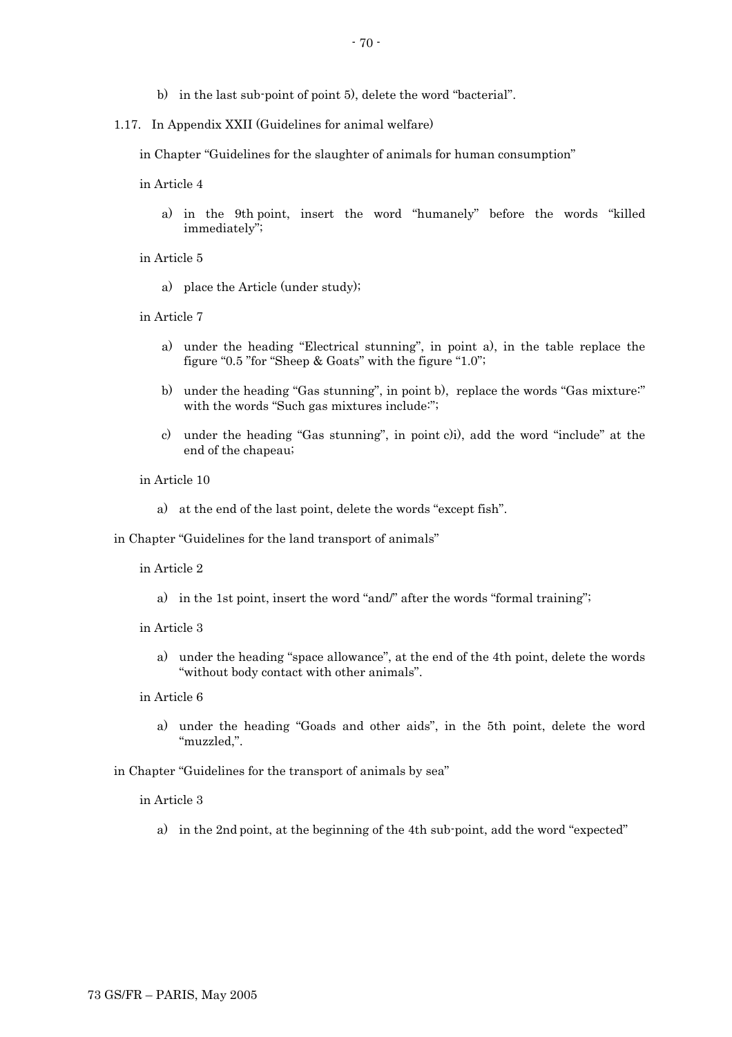b) in the last sub-point of point 5), delete the word “bacterial”.

1.17. In Appendix XXII (Guidelines for animal welfare)

in Chapter “Guidelines for the slaughter of animals for human consumption”

in Article 4

a) in the 9th point, insert the word “humanely” before the words “killed immediately”;

in Article 5

a) place the Article (under study);

in Article 7

a) under the heading “Electrical stunning”, in point a), in the table replace the figure “0.5 ”for “Sheep & Goats” with the figure “1.0”;

b) under the heading “Gas stunning”, in point b), replace the words “Gas mixture:” with the words “Such gas mixtures include:”;

c) under the heading “Gas stunning”, in point c)i), add the word “include” at the end of the chapeau;

in Article 10

a) at the end of the last point, delete the words “except fish”.

in Chapter “Guidelines for the land transport of animals”

in Article 2

a) in the 1st point, insert the word “and/” after the words “formal training”;

in Article 3

a) under the heading “space allowance”, at the end of the 4th point, delete the words “without body contact with other animals”.

in Article 6

a) under the heading “Goads and other aids”, in the 5th point, delete the word “muzzled,”.

in Chapter “Guidelines for the transport of animals by sea”

in Article 3

a) in the 2nd point, at the beginning of the 4th sub-point, add the word “expected”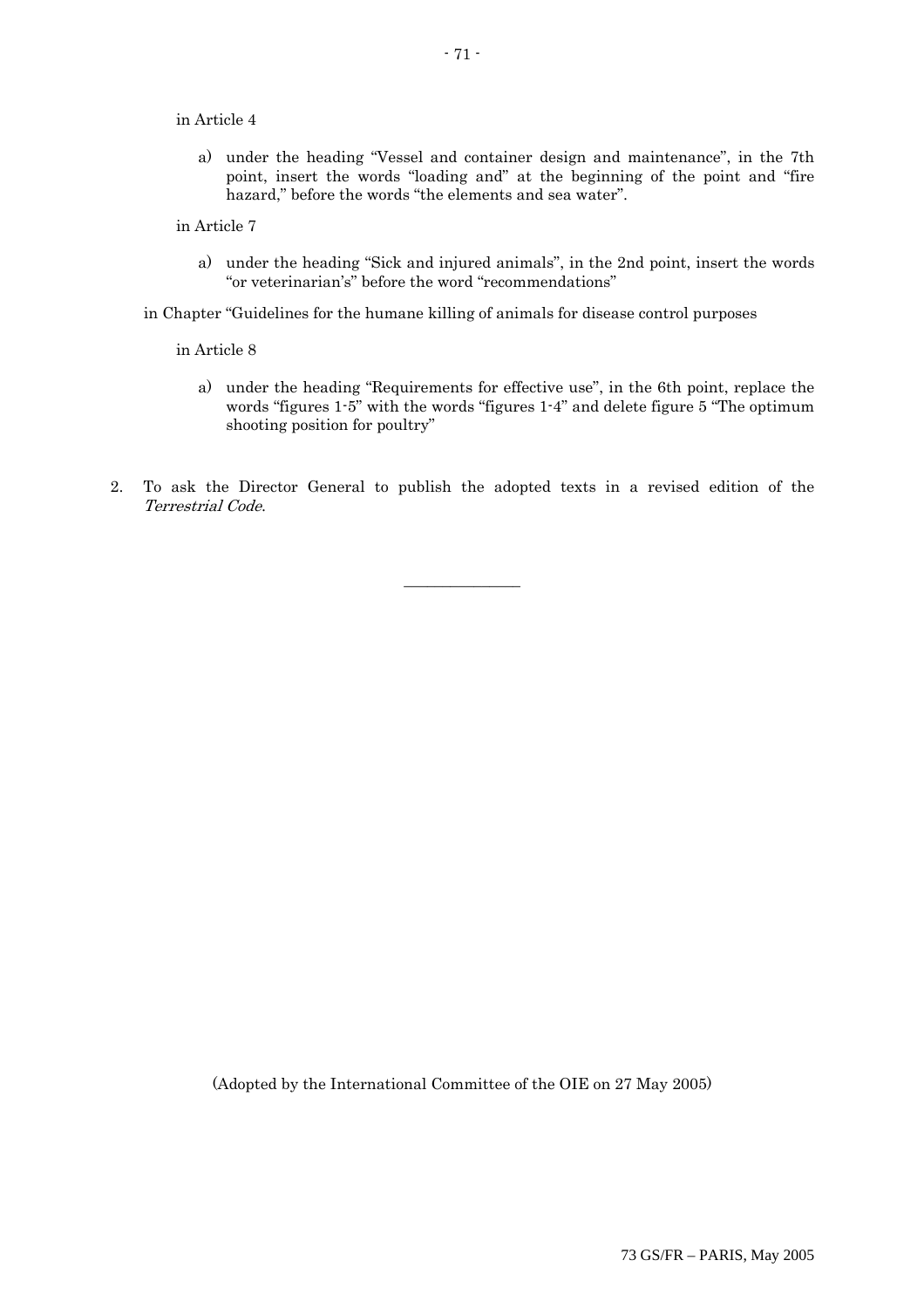in Article 4

a) under the heading "Vessel and container design and maintenance", in the 7th point, insert the words "loading and" at the beginning of the point and "fire hazard," before the words "the elements and sea water".

in Article 7

a) under the heading "Sick and injured animals", in the 2nd point, insert the words "or veterinarian's" before the word "recommendations"

in Chapter "Guidelines for the humane killing of animals for disease control purposes

in Article 8

a) under the heading "Requirements for effective use", in the 6th point, replace the words "figures 1-5" with the words "figures 1-4" and delete figure 5 "The optimum shooting position for poultry"

2. To ask the Director General to publish the adopted texts in a revised edition of the *Terrestrial Code*.

______________

(Adopted by the International Committee of the OIE on 27 May 2005)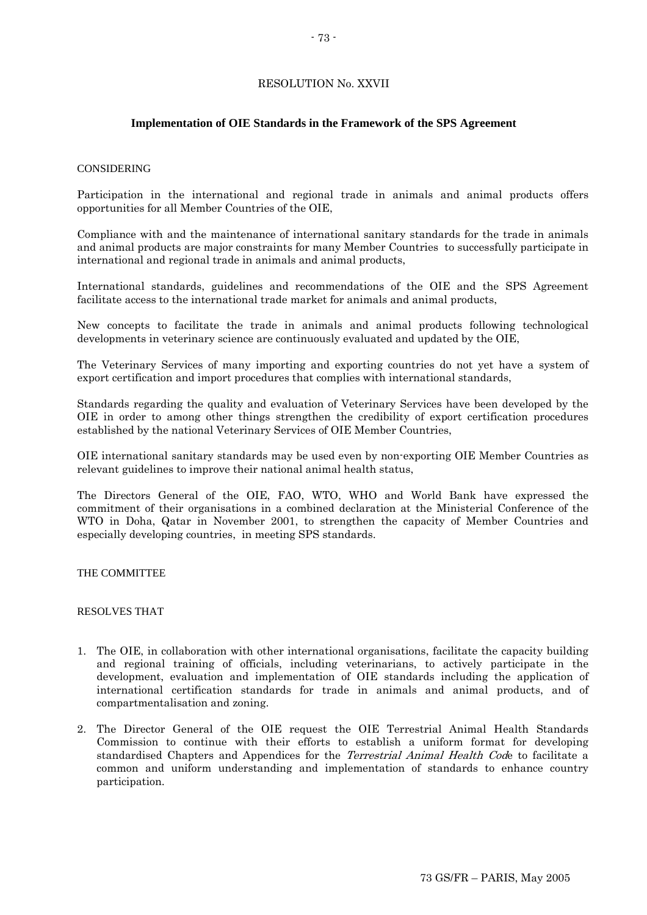RESOLUTION No. XXVII

## Implementation of OIE Standards in the Framework of the SPS Agreement

CONSIDERING

Participation in the international and regional trade in animals and animal products offers opportunities for all Member Countries of the OIE,

Compliance with and the maintenance of international sanitary standards for the trade in animals and animal products are major constraints for many Member Countries to successfully participate in international and regional trade in animals and animal products,

International standards, guidelines and recommendations of the OIE and the SPS Agreement facilitate access to the international trade market for animals and animal products,

New concepts to facilitate the trade in animals and animal products following technological developments in veterinary science are continuously evaluated and updated by the OIE,

The Veterinary Services of many importing and exporting countries do not yet have a system of export certification and import procedures that complies with international standards,

Standards regarding the quality and evaluation of Veterinary Services have been developed by the OIE in order to among other things strengthen the credibility of export certification procedures established by the national Veterinary Services of OIE Member Countries,

OIE international sanitary standards may be used even by non-exporting OIE Member Countries as relevant guidelines to improve their national animal health status,

The Directors General of the OIE, FAO, WTO, WHO and World Bank have expressed the commitment of their organisations in a combined declaration at the Ministerial Conference of the WTO in Doha, Qatar in November 2001, to strengthen the capacity of Member Countries and especially developing countries, in meeting SPS standards.

THE COMMITTEE

RESOLVES THAT

1. The OIE, in collaboration with other international organisations, facilitate the capacity building and regional training of officials, including veterinarians, to actively participate in the development, evaluation and implementation of OIE standards including the application of international certification standards for trade in animals and animal products, and of compartmentalisation and zoning.

2. The Director General of the OIE request the OIE Terrestrial Animal Health Standards Commission to continue with their efforts to establish a uniform format for developing standardised Chapters and Appendices for the *Terrestrial Animal Health Code* to facilitate a common and uniform understanding and implementation of standards to enhance country participation.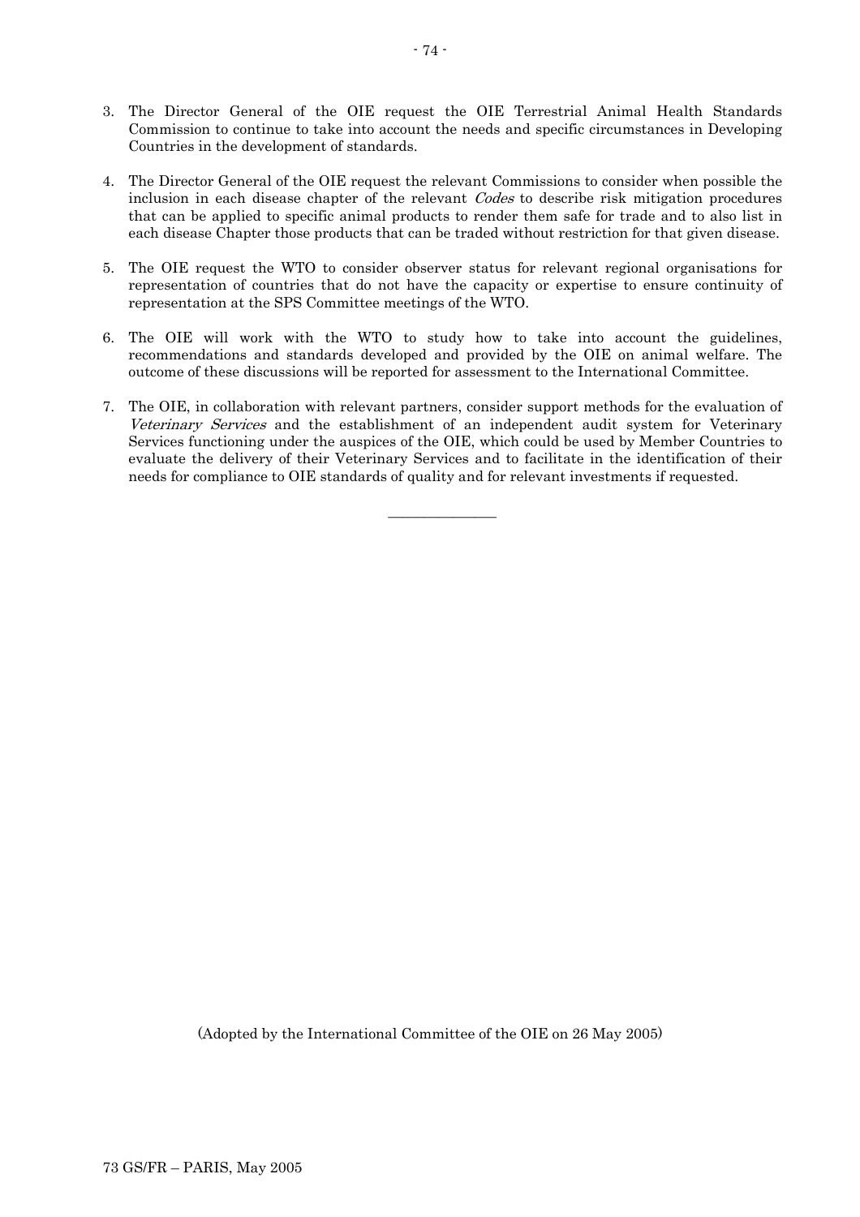3. The Director General of the OIE request the OIE Terrestrial Animal Health Standards Commission to continue to take into account the needs and specific circumstances in Developing Countries in the development of standards.

4. The Director General of the OIE request the relevant Commissions to consider when possible the inclusion in each disease chapter of the relevant *Codes* to describe risk mitigation procedures that can be applied to specific animal products to render them safe for trade and to also list in each disease Chapter those products that can be traded without restriction for that given disease.

5. The OIE request the WTO to consider observer status for relevant regional organisations for representation of countries that do not have the capacity or expertise to ensure continuity of representation at the SPS Committee meetings of the WTO.

6. The OIE will work with the WTO to study how to take into account the guidelines, recommendations and standards developed and provided by the OIE on animal welfare. The outcome of these discussions will be reported for assessment to the International Committee.

7. The OIE, in collaboration with relevant partners, consider support methods for the evaluation of *Veterinary Services* and the establishment of an independent audit system for Veterinary Services functioning under the auspices of the OIE, which could be used by Member Countries to evaluate the delivery of their Veterinary Services and to facilitate in the identification of their needs for compliance to OIE standards of quality and for relevant investments if requested.

---

(Adopted by the International Committee of the OIE on 26 May 2005)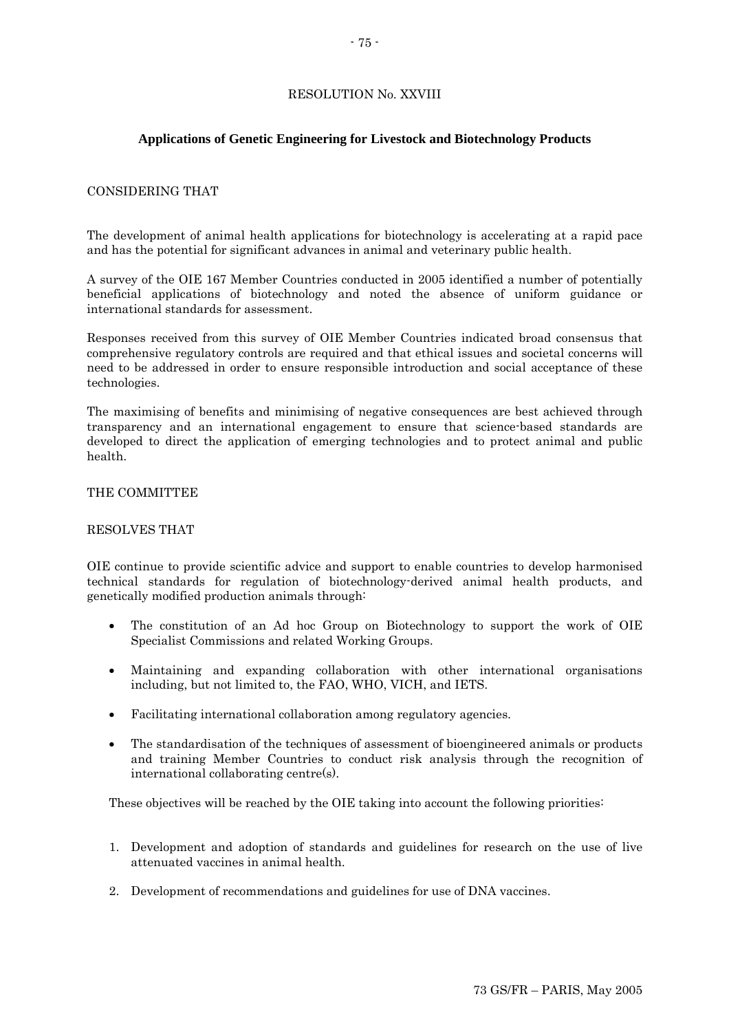RESOLUTION No. XXVIII

## Applications of Genetic Engineering for Livestock and Biotechnology Products

CONSIDERING THAT

The development of animal health applications for biotechnology is accelerating at a rapid pace and has the potential for significant advances in animal and veterinary public health.

A survey of the OIE 167 Member Countries conducted in 2005 identified a number of potentially beneficial applications of biotechnology and noted the absence of uniform guidance or international standards for assessment.

Responses received from this survey of OIE Member Countries indicated broad consensus that comprehensive regulatory controls are required and that ethical issues and societal concerns will need to be addressed in order to ensure responsible introduction and social acceptance of these technologies.

The maximising of benefits and minimising of negative consequences are best achieved through transparency and an international engagement to ensure that science-based standards are developed to direct the application of emerging technologies and to protect animal and public health.

THE COMMITTEE

RESOLVES THAT

OIE continue to provide scientific advice and support to enable countries to develop harmonised technical standards for regulation of biotechnology-derived animal health products, and genetically modified production animals through:

- The constitution of an Ad hoc Group on Biotechnology to support the work of OIE Specialist Commissions and related Working Groups.
- Maintaining and expanding collaboration with other international organisations including, but not limited to, the FAO, WHO, VICH, and IETS.
- Facilitating international collaboration among regulatory agencies.
- The standardisation of the techniques of assessment of bioengineered animals or products and training Member Countries to conduct risk analysis through the recognition of international collaborating centre(s).

These objectives will be reached by the OIE taking into account the following priorities:

1. Development and adoption of standards and guidelines for research on the use of live attenuated vaccines in animal health.
2. Development of recommendations and guidelines for use of DNA vaccines.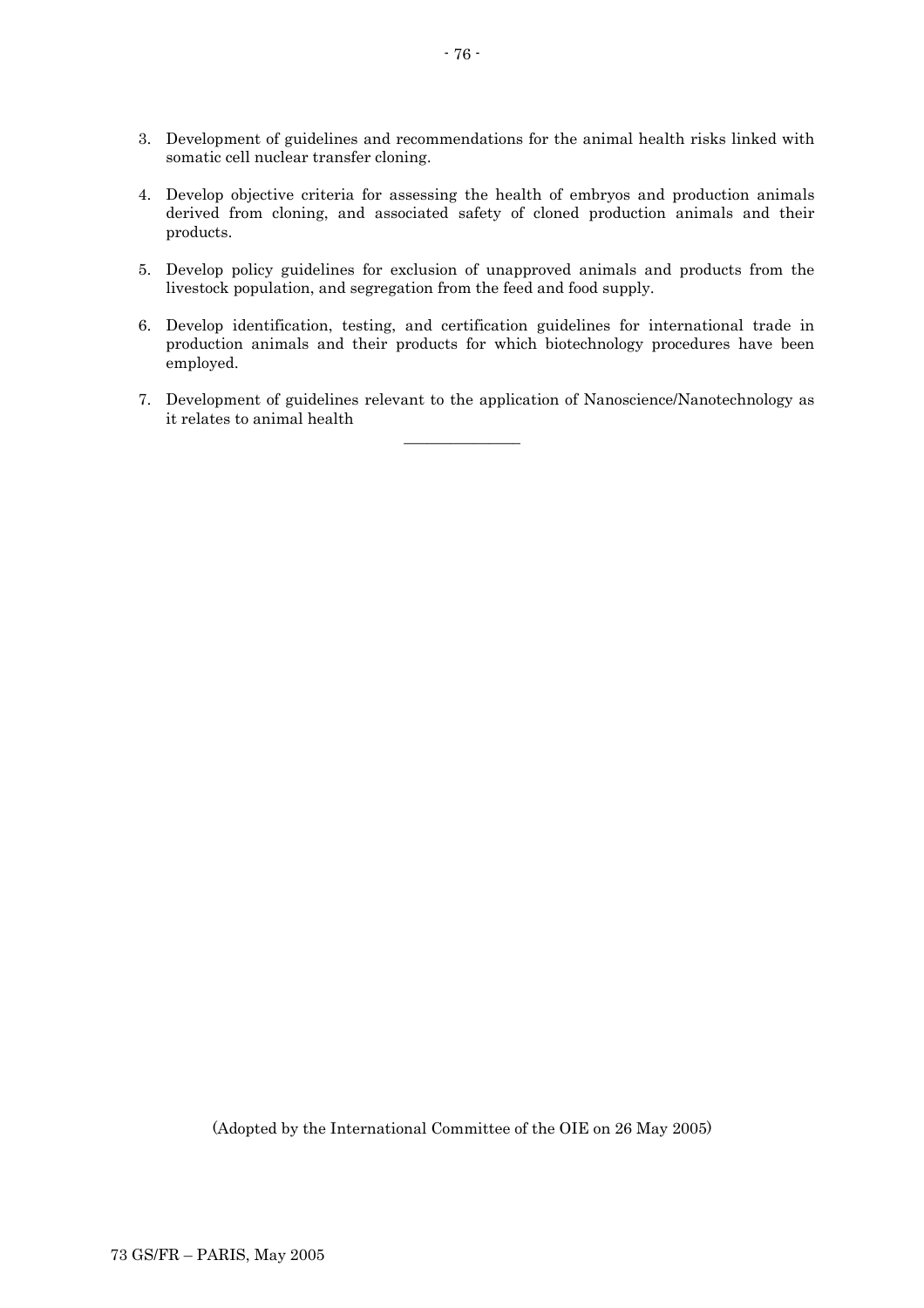3. Development of guidelines and recommendations for the animal health risks linked with somatic cell nuclear transfer cloning.

4. Develop objective criteria for assessing the health of embryos and production animals derived from cloning, and associated safety of cloned production animals and their products.

5. Develop policy guidelines for exclusion of unapproved animals and products from the livestock population, and segregation from the feed and food supply.

6. Develop identification, testing, and certification guidelines for international trade in production animals and their products for which biotechnology procedures have been employed.

7. Development of guidelines relevant to the application of Nanoscience/Nanotechnology as it relates to animal health

---

(Adopted by the International Committee of the OIE on 26 May 2005)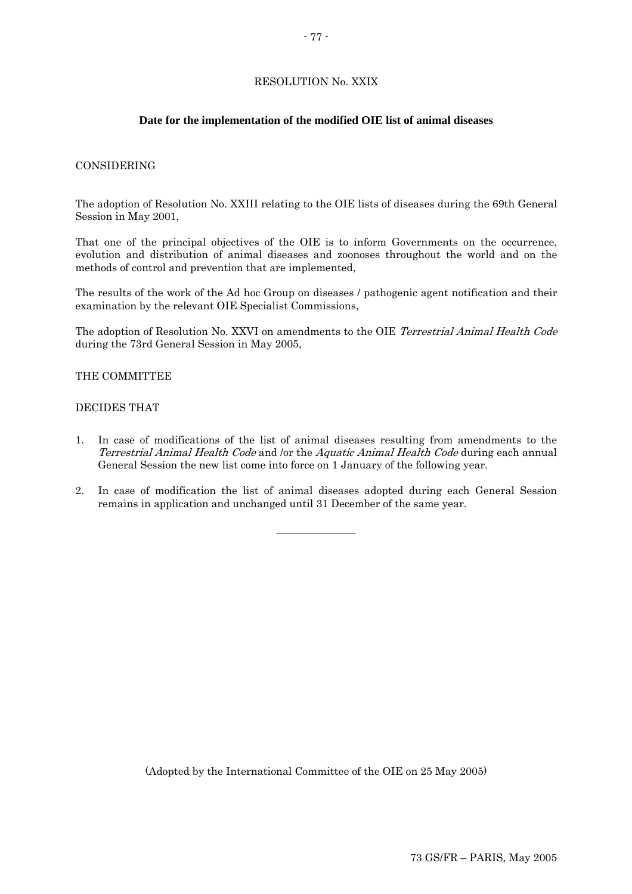RESOLUTION No. XXIX

**Date for the implementation of the modified OIE list of animal diseases**

CONSIDERING

The adoption of Resolution No. XXIII relating to the OIE lists of diseases during the 69th General Session in May 2001,

That one of the principal objectives of the OIE is to inform Governments on the occurrence, evolution and distribution of animal diseases and zoonoses throughout the world and on the methods of control and prevention that are implemented,

The results of the work of the Ad hoc Group on diseases / pathogenic agent notification and their examination by the relevant OIE Specialist Commissions,

The adoption of Resolution No. XXVI on amendments to the OIE *Terrestrial Animal Health Code* during the 73rd General Session in May 2005,

THE COMMITTEE

DECIDES THAT

1. In case of modifications of the list of animal diseases resulting from amendments to the *Terrestrial Animal Health Code* and /or the *Aquatic Animal Health Code* during each annual General Session the new list come into force on 1 January of the following year.
2. In case of modification the list of animal diseases adopted during each General Session remains in application and unchanged until 31 December of the same year.

---

(Adopted by the International Committee of the OIE on 25 May 2005)